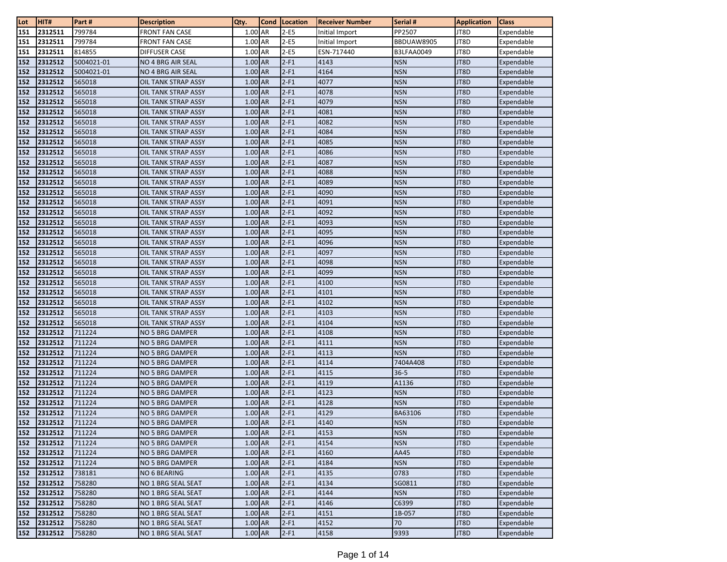| Lot | HIT# | Part # | Description | Qty. | Cond | Location | Receiver Number | Serial # | Application | Class |
|---|---|---|---|---|---|---|---|---|---|---|
| 151 | 2312511 | 799784 | FRONT FAN CASE | 1.00 | AR | 2-E5 | Initial Import | PP2507 | JT8D | Expendable |
| 151 | 2312511 | 799784 | FRONT FAN CASE | 1.00 | AR | 2-E5 | Initial Import | BBDUAW8905 | JT8D | Expendable |
| 151 | 2312511 | 814855 | DIFFUSER CASE | 1.00 | AR | 2-E5 | ESN-717440 | B3LFAA0049 | JT8D | Expendable |
| 152 | 2312512 | 5004021-01 | NO 4 BRG AIR SEAL | 1.00 | AR | 2-F1 | 4143 | NSN | JT8D | Expendable |
| 152 | 2312512 | 5004021-01 | NO 4 BRG AIR SEAL | 1.00 | AR | 2-F1 | 4164 | NSN | JT8D | Expendable |
| 152 | 2312512 | 565018 | OIL TANK STRAP ASSY | 1.00 | AR | 2-F1 | 4077 | NSN | JT8D | Expendable |
| 152 | 2312512 | 565018 | OIL TANK STRAP ASSY | 1.00 | AR | 2-F1 | 4078 | NSN | JT8D | Expendable |
| 152 | 2312512 | 565018 | OIL TANK STRAP ASSY | 1.00 | AR | 2-F1 | 4079 | NSN | JT8D | Expendable |
| 152 | 2312512 | 565018 | OIL TANK STRAP ASSY | 1.00 | AR | 2-F1 | 4081 | NSN | JT8D | Expendable |
| 152 | 2312512 | 565018 | OIL TANK STRAP ASSY | 1.00 | AR | 2-F1 | 4082 | NSN | JT8D | Expendable |
| 152 | 2312512 | 565018 | OIL TANK STRAP ASSY | 1.00 | AR | 2-F1 | 4084 | NSN | JT8D | Expendable |
| 152 | 2312512 | 565018 | OIL TANK STRAP ASSY | 1.00 | AR | 2-F1 | 4085 | NSN | JT8D | Expendable |
| 152 | 2312512 | 565018 | OIL TANK STRAP ASSY | 1.00 | AR | 2-F1 | 4086 | NSN | JT8D | Expendable |
| 152 | 2312512 | 565018 | OIL TANK STRAP ASSY | 1.00 | AR | 2-F1 | 4087 | NSN | JT8D | Expendable |
| 152 | 2312512 | 565018 | OIL TANK STRAP ASSY | 1.00 | AR | 2-F1 | 4088 | NSN | JT8D | Expendable |
| 152 | 2312512 | 565018 | OIL TANK STRAP ASSY | 1.00 | AR | 2-F1 | 4089 | NSN | JT8D | Expendable |
| 152 | 2312512 | 565018 | OIL TANK STRAP ASSY | 1.00 | AR | 2-F1 | 4090 | NSN | JT8D | Expendable |
| 152 | 2312512 | 565018 | OIL TANK STRAP ASSY | 1.00 | AR | 2-F1 | 4091 | NSN | JT8D | Expendable |
| 152 | 2312512 | 565018 | OIL TANK STRAP ASSY | 1.00 | AR | 2-F1 | 4092 | NSN | JT8D | Expendable |
| 152 | 2312512 | 565018 | OIL TANK STRAP ASSY | 1.00 | AR | 2-F1 | 4093 | NSN | JT8D | Expendable |
| 152 | 2312512 | 565018 | OIL TANK STRAP ASSY | 1.00 | AR | 2-F1 | 4095 | NSN | JT8D | Expendable |
| 152 | 2312512 | 565018 | OIL TANK STRAP ASSY | 1.00 | AR | 2-F1 | 4096 | NSN | JT8D | Expendable |
| 152 | 2312512 | 565018 | OIL TANK STRAP ASSY | 1.00 | AR | 2-F1 | 4097 | NSN | JT8D | Expendable |
| 152 | 2312512 | 565018 | OIL TANK STRAP ASSY | 1.00 | AR | 2-F1 | 4098 | NSN | JT8D | Expendable |
| 152 | 2312512 | 565018 | OIL TANK STRAP ASSY | 1.00 | AR | 2-F1 | 4099 | NSN | JT8D | Expendable |
| 152 | 2312512 | 565018 | OIL TANK STRAP ASSY | 1.00 | AR | 2-F1 | 4100 | NSN | JT8D | Expendable |
| 152 | 2312512 | 565018 | OIL TANK STRAP ASSY | 1.00 | AR | 2-F1 | 4101 | NSN | JT8D | Expendable |
| 152 | 2312512 | 565018 | OIL TANK STRAP ASSY | 1.00 | AR | 2-F1 | 4102 | NSN | JT8D | Expendable |
| 152 | 2312512 | 565018 | OIL TANK STRAP ASSY | 1.00 | AR | 2-F1 | 4103 | NSN | JT8D | Expendable |
| 152 | 2312512 | 565018 | OIL TANK STRAP ASSY | 1.00 | AR | 2-F1 | 4104 | NSN | JT8D | Expendable |
| 152 | 2312512 | 711224 | NO 5 BRG DAMPER | 1.00 | AR | 2-F1 | 4108 | NSN | JT8D | Expendable |
| 152 | 2312512 | 711224 | NO 5 BRG DAMPER | 1.00 | AR | 2-F1 | 4111 | NSN | JT8D | Expendable |
| 152 | 2312512 | 711224 | NO 5 BRG DAMPER | 1.00 | AR | 2-F1 | 4113 | NSN | JT8D | Expendable |
| 152 | 2312512 | 711224 | NO 5 BRG DAMPER | 1.00 | AR | 2-F1 | 4114 | 7404A408 | JT8D | Expendable |
| 152 | 2312512 | 711224 | NO 5 BRG DAMPER | 1.00 | AR | 2-F1 | 4115 | 36-5 | JT8D | Expendable |
| 152 | 2312512 | 711224 | NO 5 BRG DAMPER | 1.00 | AR | 2-F1 | 4119 | A1136 | JT8D | Expendable |
| 152 | 2312512 | 711224 | NO 5 BRG DAMPER | 1.00 | AR | 2-F1 | 4123 | NSN | JT8D | Expendable |
| 152 | 2312512 | 711224 | NO 5 BRG DAMPER | 1.00 | AR | 2-F1 | 4128 | NSN | JT8D | Expendable |
| 152 | 2312512 | 711224 | NO 5 BRG DAMPER | 1.00 | AR | 2-F1 | 4129 | BA63106 | JT8D | Expendable |
| 152 | 2312512 | 711224 | NO 5 BRG DAMPER | 1.00 | AR | 2-F1 | 4140 | NSN | JT8D | Expendable |
| 152 | 2312512 | 711224 | NO 5 BRG DAMPER | 1.00 | AR | 2-F1 | 4153 | NSN | JT8D | Expendable |
| 152 | 2312512 | 711224 | NO 5 BRG DAMPER | 1.00 | AR | 2-F1 | 4154 | NSN | JT8D | Expendable |
| 152 | 2312512 | 711224 | NO 5 BRG DAMPER | 1.00 | AR | 2-F1 | 4160 | AA45 | JT8D | Expendable |
| 152 | 2312512 | 711224 | NO 5 BRG DAMPER | 1.00 | AR | 2-F1 | 4184 | NSN | JT8D | Expendable |
| 152 | 2312512 | 738181 | NO 6 BEARING | 1.00 | AR | 2-F1 | 4135 | 0783 | JT8D | Expendable |
| 152 | 2312512 | 758280 | NO 1 BRG SEAL SEAT | 1.00 | AR | 2-F1 | 4134 | SG0811 | JT8D | Expendable |
| 152 | 2312512 | 758280 | NO 1 BRG SEAL SEAT | 1.00 | AR | 2-F1 | 4144 | NSN | JT8D | Expendable |
| 152 | 2312512 | 758280 | NO 1 BRG SEAL SEAT | 1.00 | AR | 2-F1 | 4146 | C6399 | JT8D | Expendable |
| 152 | 2312512 | 758280 | NO 1 BRG SEAL SEAT | 1.00 | AR | 2-F1 | 4151 | 1B-057 | JT8D | Expendable |
| 152 | 2312512 | 758280 | NO 1 BRG SEAL SEAT | 1.00 | AR | 2-F1 | 4152 | 70 | JT8D | Expendable |
| 152 | 2312512 | 758280 | NO 1 BRG SEAL SEAT | 1.00 | AR | 2-F1 | 4158 | 9393 | JT8D | Expendable |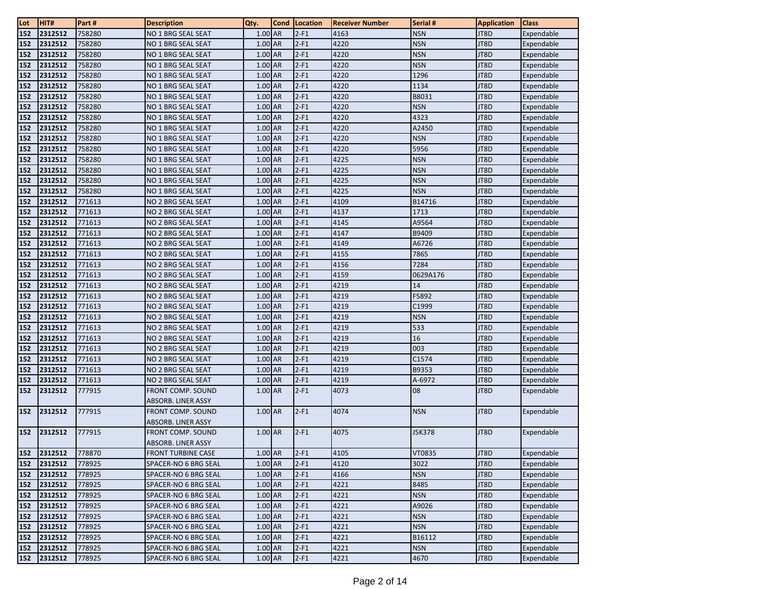| Lot | HIT# | Part # | Description | Qty. | Cond | Location | Receiver Number | Serial # | Application | Class |
|---|---|---|---|---|---|---|---|---|---|---|
| 152 | 2312512 | 758280 | NO 1 BRG SEAL SEAT | 1.00 | AR | 2-F1 | 4163 | NSN | JT8D | Expendable |
| 152 | 2312512 | 758280 | NO 1 BRG SEAL SEAT | 1.00 | AR | 2-F1 | 4220 | NSN | JT8D | Expendable |
| 152 | 2312512 | 758280 | NO 1 BRG SEAL SEAT | 1.00 | AR | 2-F1 | 4220 | NSN | JT8D | Expendable |
| 152 | 2312512 | 758280 | NO 1 BRG SEAL SEAT | 1.00 | AR | 2-F1 | 4220 | NSN | JT8D | Expendable |
| 152 | 2312512 | 758280 | NO 1 BRG SEAL SEAT | 1.00 | AR | 2-F1 | 4220 | 1296 | JT8D | Expendable |
| 152 | 2312512 | 758280 | NO 1 BRG SEAL SEAT | 1.00 | AR | 2-F1 | 4220 | 1134 | JT8D | Expendable |
| 152 | 2312512 | 758280 | NO 1 BRG SEAL SEAT | 1.00 | AR | 2-F1 | 4220 | B8031 | JT8D | Expendable |
| 152 | 2312512 | 758280 | NO 1 BRG SEAL SEAT | 1.00 | AR | 2-F1 | 4220 | NSN | JT8D | Expendable |
| 152 | 2312512 | 758280 | NO 1 BRG SEAL SEAT | 1.00 | AR | 2-F1 | 4220 | 4323 | JT8D | Expendable |
| 152 | 2312512 | 758280 | NO 1 BRG SEAL SEAT | 1.00 | AR | 2-F1 | 4220 | A2450 | JT8D | Expendable |
| 152 | 2312512 | 758280 | NO 1 BRG SEAL SEAT | 1.00 | AR | 2-F1 | 4220 | NSN | JT8D | Expendable |
| 152 | 2312512 | 758280 | NO 1 BRG SEAL SEAT | 1.00 | AR | 2-F1 | 4220 | 5956 | JT8D | Expendable |
| 152 | 2312512 | 758280 | NO 1 BRG SEAL SEAT | 1.00 | AR | 2-F1 | 4225 | NSN | JT8D | Expendable |
| 152 | 2312512 | 758280 | NO 1 BRG SEAL SEAT | 1.00 | AR | 2-F1 | 4225 | NSN | JT8D | Expendable |
| 152 | 2312512 | 758280 | NO 1 BRG SEAL SEAT | 1.00 | AR | 2-F1 | 4225 | NSN | JT8D | Expendable |
| 152 | 2312512 | 758280 | NO 1 BRG SEAL SEAT | 1.00 | AR | 2-F1 | 4225 | NSN | JT8D | Expendable |
| 152 | 2312512 | 771613 | NO 2 BRG SEAL SEAT | 1.00 | AR | 2-F1 | 4109 | B14716 | JT8D | Expendable |
| 152 | 2312512 | 771613 | NO 2 BRG SEAL SEAT | 1.00 | AR | 2-F1 | 4137 | 1713 | JT8D | Expendable |
| 152 | 2312512 | 771613 | NO 2 BRG SEAL SEAT | 1.00 | AR | 2-F1 | 4145 | A9564 | JT8D | Expendable |
| 152 | 2312512 | 771613 | NO 2 BRG SEAL SEAT | 1.00 | AR | 2-F1 | 4147 | B9409 | JT8D | Expendable |
| 152 | 2312512 | 771613 | NO 2 BRG SEAL SEAT | 1.00 | AR | 2-F1 | 4149 | A6726 | JT8D | Expendable |
| 152 | 2312512 | 771613 | NO 2 BRG SEAL SEAT | 1.00 | AR | 2-F1 | 4155 | 7865 | JT8D | Expendable |
| 152 | 2312512 | 771613 | NO 2 BRG SEAL SEAT | 1.00 | AR | 2-F1 | 4156 | 7284 | JT8D | Expendable |
| 152 | 2312512 | 771613 | NO 2 BRG SEAL SEAT | 1.00 | AR | 2-F1 | 4159 | 0629A176 | JT8D | Expendable |
| 152 | 2312512 | 771613 | NO 2 BRG SEAL SEAT | 1.00 | AR | 2-F1 | 4219 | 14 | JT8D | Expendable |
| 152 | 2312512 | 771613 | NO 2 BRG SEAL SEAT | 1.00 | AR | 2-F1 | 4219 | F5892 | JT8D | Expendable |
| 152 | 2312512 | 771613 | NO 2 BRG SEAL SEAT | 1.00 | AR | 2-F1 | 4219 | C1999 | JT8D | Expendable |
| 152 | 2312512 | 771613 | NO 2 BRG SEAL SEAT | 1.00 | AR | 2-F1 | 4219 | NSN | JT8D | Expendable |
| 152 | 2312512 | 771613 | NO 2 BRG SEAL SEAT | 1.00 | AR | 2-F1 | 4219 | 533 | JT8D | Expendable |
| 152 | 2312512 | 771613 | NO 2 BRG SEAL SEAT | 1.00 | AR | 2-F1 | 4219 | 16 | JT8D | Expendable |
| 152 | 2312512 | 771613 | NO 2 BRG SEAL SEAT | 1.00 | AR | 2-F1 | 4219 | 003 | JT8D | Expendable |
| 152 | 2312512 | 771613 | NO 2 BRG SEAL SEAT | 1.00 | AR | 2-F1 | 4219 | C1574 | JT8D | Expendable |
| 152 | 2312512 | 771613 | NO 2 BRG SEAL SEAT | 1.00 | AR | 2-F1 | 4219 | B9353 | JT8D | Expendable |
| 152 | 2312512 | 771613 | NO 2 BRG SEAL SEAT | 1.00 | AR | 2-F1 | 4219 | A-6972 | JT8D | Expendable |
| 152 | 2312512 | 777915 | FRONT COMP. SOUND ABSORB. LINER ASSY | 1.00 | AR | 2-F1 | 4073 | 08 | JT8D | Expendable |
| 152 | 2312512 | 777915 | FRONT COMP. SOUND ABSORB. LINER ASSY | 1.00 | AR | 2-F1 | 4074 | NSN | JT8D | Expendable |
| 152 | 2312512 | 777915 | FRONT COMP. SOUND ABSORB. LINER ASSY | 1.00 | AR | 2-F1 | 4075 | J5K378 | JT8D | Expendable |
| 152 | 2312512 | 778870 | FRONT TURBINE CASE | 1.00 | AR | 2-F1 | 4105 | VT0835 | JT8D | Expendable |
| 152 | 2312512 | 778925 | SPACER-NO 6 BRG SEAL | 1.00 | AR | 2-F1 | 4120 | 3022 | JT8D | Expendable |
| 152 | 2312512 | 778925 | SPACER-NO 6 BRG SEAL | 1.00 | AR | 2-F1 | 4166 | NSN | JT8D | Expendable |
| 152 | 2312512 | 778925 | SPACER-NO 6 BRG SEAL | 1.00 | AR | 2-F1 | 4221 | 8485 | JT8D | Expendable |
| 152 | 2312512 | 778925 | SPACER-NO 6 BRG SEAL | 1.00 | AR | 2-F1 | 4221 | NSN | JT8D | Expendable |
| 152 | 2312512 | 778925 | SPACER-NO 6 BRG SEAL | 1.00 | AR | 2-F1 | 4221 | A9026 | JT8D | Expendable |
| 152 | 2312512 | 778925 | SPACER-NO 6 BRG SEAL | 1.00 | AR | 2-F1 | 4221 | NSN | JT8D | Expendable |
| 152 | 2312512 | 778925 | SPACER-NO 6 BRG SEAL | 1.00 | AR | 2-F1 | 4221 | NSN | JT8D | Expendable |
| 152 | 2312512 | 778925 | SPACER-NO 6 BRG SEAL | 1.00 | AR | 2-F1 | 4221 | B16112 | JT8D | Expendable |
| 152 | 2312512 | 778925 | SPACER-NO 6 BRG SEAL | 1.00 | AR | 2-F1 | 4221 | NSN | JT8D | Expendable |
| 152 | 2312512 | 778925 | SPACER-NO 6 BRG SEAL | 1.00 | AR | 2-F1 | 4221 | 4670 | JT8D | Expendable |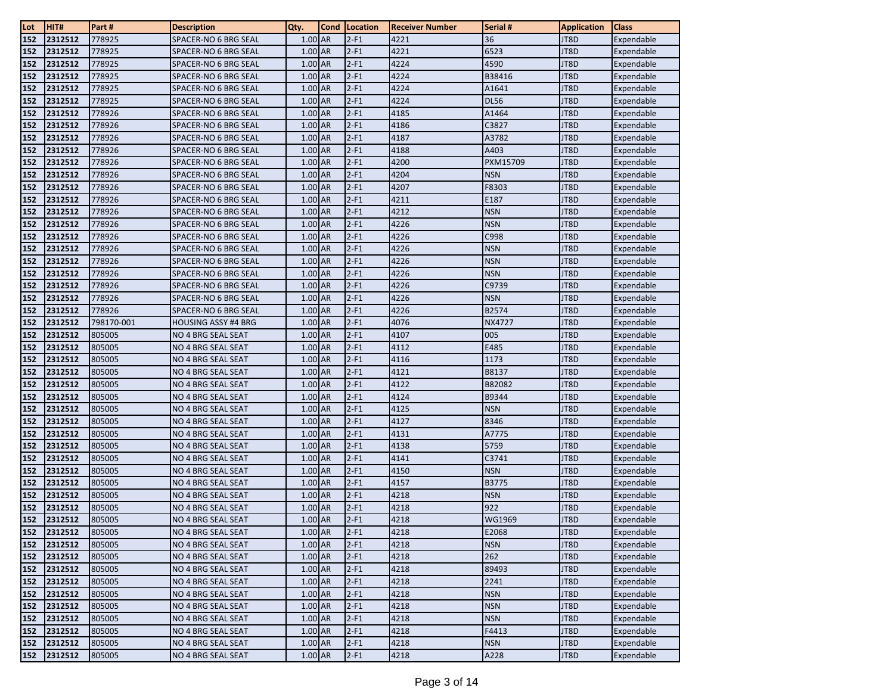| Lot | HIT# | Part # | Description | Qty. | Cond | Location | Receiver Number | Serial # | Application | Class |
|---|---|---|---|---|---|---|---|---|---|---|
| 152 | 2312512 | 778925 | SPACER-NO 6 BRG SEAL | 1.00 | AR | 2-F1 | 4221 | 36 | JT8D | Expendable |
| 152 | 2312512 | 778925 | SPACER-NO 6 BRG SEAL | 1.00 | AR | 2-F1 | 4221 | 6523 | JT8D | Expendable |
| 152 | 2312512 | 778925 | SPACER-NO 6 BRG SEAL | 1.00 | AR | 2-F1 | 4224 | 4590 | JT8D | Expendable |
| 152 | 2312512 | 778925 | SPACER-NO 6 BRG SEAL | 1.00 | AR | 2-F1 | 4224 | B38416 | JT8D | Expendable |
| 152 | 2312512 | 778925 | SPACER-NO 6 BRG SEAL | 1.00 | AR | 2-F1 | 4224 | A1641 | JT8D | Expendable |
| 152 | 2312512 | 778925 | SPACER-NO 6 BRG SEAL | 1.00 | AR | 2-F1 | 4224 | DL56 | JT8D | Expendable |
| 152 | 2312512 | 778926 | SPACER-NO 6 BRG SEAL | 1.00 | AR | 2-F1 | 4185 | A1464 | JT8D | Expendable |
| 152 | 2312512 | 778926 | SPACER-NO 6 BRG SEAL | 1.00 | AR | 2-F1 | 4186 | C3827 | JT8D | Expendable |
| 152 | 2312512 | 778926 | SPACER-NO 6 BRG SEAL | 1.00 | AR | 2-F1 | 4187 | A3782 | JT8D | Expendable |
| 152 | 2312512 | 778926 | SPACER-NO 6 BRG SEAL | 1.00 | AR | 2-F1 | 4188 | A403 | JT8D | Expendable |
| 152 | 2312512 | 778926 | SPACER-NO 6 BRG SEAL | 1.00 | AR | 2-F1 | 4200 | PXM15709 | JT8D | Expendable |
| 152 | 2312512 | 778926 | SPACER-NO 6 BRG SEAL | 1.00 | AR | 2-F1 | 4204 | NSN | JT8D | Expendable |
| 152 | 2312512 | 778926 | SPACER-NO 6 BRG SEAL | 1.00 | AR | 2-F1 | 4207 | F8303 | JT8D | Expendable |
| 152 | 2312512 | 778926 | SPACER-NO 6 BRG SEAL | 1.00 | AR | 2-F1 | 4211 | E187 | JT8D | Expendable |
| 152 | 2312512 | 778926 | SPACER-NO 6 BRG SEAL | 1.00 | AR | 2-F1 | 4212 | NSN | JT8D | Expendable |
| 152 | 2312512 | 778926 | SPACER-NO 6 BRG SEAL | 1.00 | AR | 2-F1 | 4226 | NSN | JT8D | Expendable |
| 152 | 2312512 | 778926 | SPACER-NO 6 BRG SEAL | 1.00 | AR | 2-F1 | 4226 | C998 | JT8D | Expendable |
| 152 | 2312512 | 778926 | SPACER-NO 6 BRG SEAL | 1.00 | AR | 2-F1 | 4226 | NSN | JT8D | Expendable |
| 152 | 2312512 | 778926 | SPACER-NO 6 BRG SEAL | 1.00 | AR | 2-F1 | 4226 | NSN | JT8D | Expendable |
| 152 | 2312512 | 778926 | SPACER-NO 6 BRG SEAL | 1.00 | AR | 2-F1 | 4226 | NSN | JT8D | Expendable |
| 152 | 2312512 | 778926 | SPACER-NO 6 BRG SEAL | 1.00 | AR | 2-F1 | 4226 | C9739 | JT8D | Expendable |
| 152 | 2312512 | 778926 | SPACER-NO 6 BRG SEAL | 1.00 | AR | 2-F1 | 4226 | NSN | JT8D | Expendable |
| 152 | 2312512 | 778926 | SPACER-NO 6 BRG SEAL | 1.00 | AR | 2-F1 | 4226 | B2574 | JT8D | Expendable |
| 152 | 2312512 | 798170-001 | HOUSING ASSY #4 BRG | 1.00 | AR | 2-F1 | 4076 | NX4727 | JT8D | Expendable |
| 152 | 2312512 | 805005 | NO 4 BRG SEAL SEAT | 1.00 | AR | 2-F1 | 4107 | 005 | JT8D | Expendable |
| 152 | 2312512 | 805005 | NO 4 BRG SEAL SEAT | 1.00 | AR | 2-F1 | 4112 | E485 | JT8D | Expendable |
| 152 | 2312512 | 805005 | NO 4 BRG SEAL SEAT | 1.00 | AR | 2-F1 | 4116 | 1173 | JT8D | Expendable |
| 152 | 2312512 | 805005 | NO 4 BRG SEAL SEAT | 1.00 | AR | 2-F1 | 4121 | B8137 | JT8D | Expendable |
| 152 | 2312512 | 805005 | NO 4 BRG SEAL SEAT | 1.00 | AR | 2-F1 | 4122 | B82082 | JT8D | Expendable |
| 152 | 2312512 | 805005 | NO 4 BRG SEAL SEAT | 1.00 | AR | 2-F1 | 4124 | B9344 | JT8D | Expendable |
| 152 | 2312512 | 805005 | NO 4 BRG SEAL SEAT | 1.00 | AR | 2-F1 | 4125 | NSN | JT8D | Expendable |
| 152 | 2312512 | 805005 | NO 4 BRG SEAL SEAT | 1.00 | AR | 2-F1 | 4127 | 8346 | JT8D | Expendable |
| 152 | 2312512 | 805005 | NO 4 BRG SEAL SEAT | 1.00 | AR | 2-F1 | 4131 | A7775 | JT8D | Expendable |
| 152 | 2312512 | 805005 | NO 4 BRG SEAL SEAT | 1.00 | AR | 2-F1 | 4138 | 5759 | JT8D | Expendable |
| 152 | 2312512 | 805005 | NO 4 BRG SEAL SEAT | 1.00 | AR | 2-F1 | 4141 | C3741 | JT8D | Expendable |
| 152 | 2312512 | 805005 | NO 4 BRG SEAL SEAT | 1.00 | AR | 2-F1 | 4150 | NSN | JT8D | Expendable |
| 152 | 2312512 | 805005 | NO 4 BRG SEAL SEAT | 1.00 | AR | 2-F1 | 4157 | B3775 | JT8D | Expendable |
| 152 | 2312512 | 805005 | NO 4 BRG SEAL SEAT | 1.00 | AR | 2-F1 | 4218 | NSN | JT8D | Expendable |
| 152 | 2312512 | 805005 | NO 4 BRG SEAL SEAT | 1.00 | AR | 2-F1 | 4218 | 922 | JT8D | Expendable |
| 152 | 2312512 | 805005 | NO 4 BRG SEAL SEAT | 1.00 | AR | 2-F1 | 4218 | WG1969 | JT8D | Expendable |
| 152 | 2312512 | 805005 | NO 4 BRG SEAL SEAT | 1.00 | AR | 2-F1 | 4218 | E2068 | JT8D | Expendable |
| 152 | 2312512 | 805005 | NO 4 BRG SEAL SEAT | 1.00 | AR | 2-F1 | 4218 | NSN | JT8D | Expendable |
| 152 | 2312512 | 805005 | NO 4 BRG SEAL SEAT | 1.00 | AR | 2-F1 | 4218 | 262 | JT8D | Expendable |
| 152 | 2312512 | 805005 | NO 4 BRG SEAL SEAT | 1.00 | AR | 2-F1 | 4218 | 89493 | JT8D | Expendable |
| 152 | 2312512 | 805005 | NO 4 BRG SEAL SEAT | 1.00 | AR | 2-F1 | 4218 | 2241 | JT8D | Expendable |
| 152 | 2312512 | 805005 | NO 4 BRG SEAL SEAT | 1.00 | AR | 2-F1 | 4218 | NSN | JT8D | Expendable |
| 152 | 2312512 | 805005 | NO 4 BRG SEAL SEAT | 1.00 | AR | 2-F1 | 4218 | NSN | JT8D | Expendable |
| 152 | 2312512 | 805005 | NO 4 BRG SEAL SEAT | 1.00 | AR | 2-F1 | 4218 | NSN | JT8D | Expendable |
| 152 | 2312512 | 805005 | NO 4 BRG SEAL SEAT | 1.00 | AR | 2-F1 | 4218 | F4413 | JT8D | Expendable |
| 152 | 2312512 | 805005 | NO 4 BRG SEAL SEAT | 1.00 | AR | 2-F1 | 4218 | NSN | JT8D | Expendable |
| 152 | 2312512 | 805005 | NO 4 BRG SEAL SEAT | 1.00 | AR | 2-F1 | 4218 | A228 | JT8D | Expendable |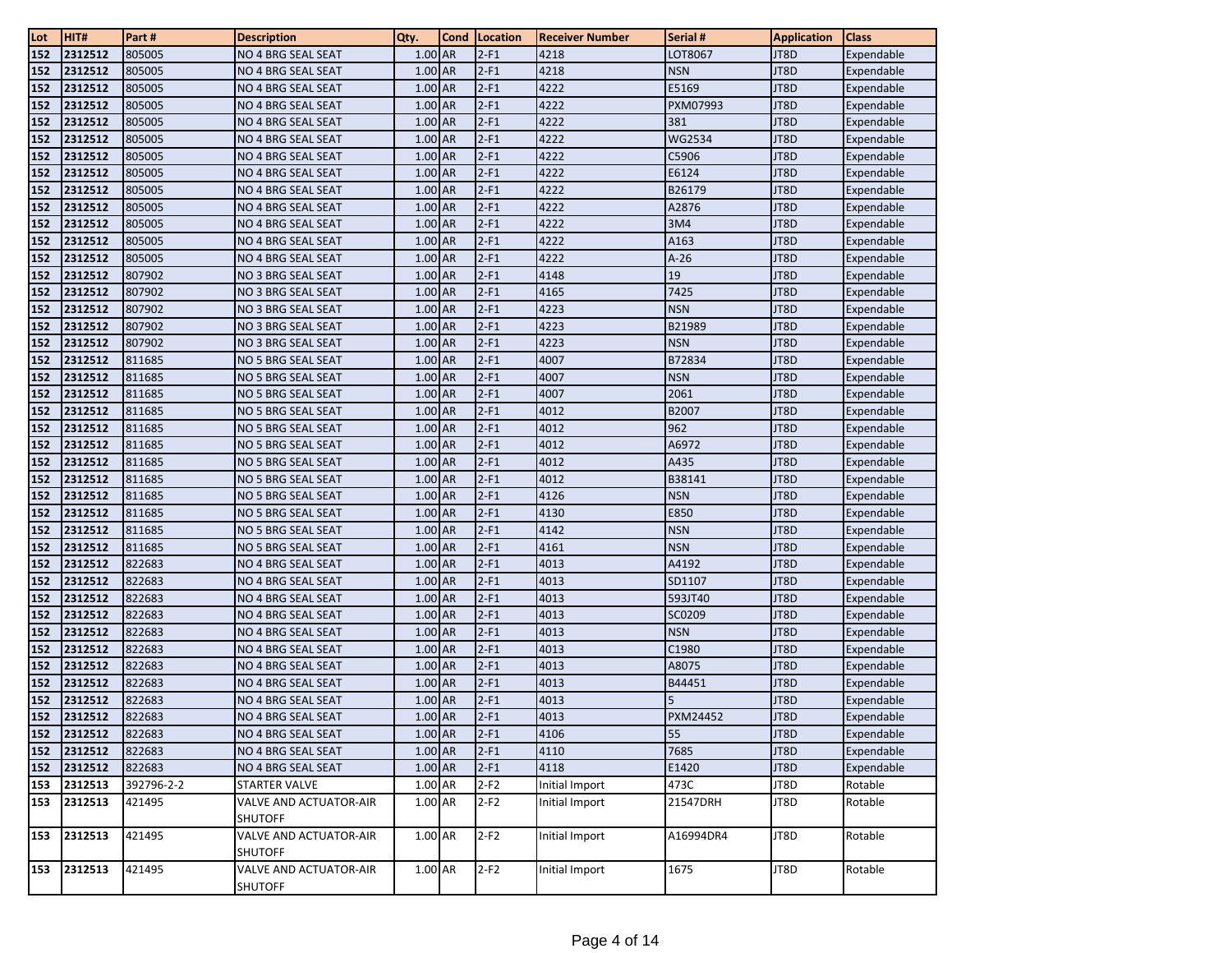| Lot | HIT# | Part # | Description | Qty. | Cond | Location | Receiver Number | Serial # | Application | Class |
|---|---|---|---|---|---|---|---|---|---|---|
| 152 | 2312512 | 805005 | NO 4 BRG SEAL SEAT | 1.00 | AR | 2-F1 | 4218 | LOT8067 | JT8D | Expendable |
| 152 | 2312512 | 805005 | NO 4 BRG SEAL SEAT | 1.00 | AR | 2-F1 | 4218 | NSN | JT8D | Expendable |
| 152 | 2312512 | 805005 | NO 4 BRG SEAL SEAT | 1.00 | AR | 2-F1 | 4222 | E5169 | JT8D | Expendable |
| 152 | 2312512 | 805005 | NO 4 BRG SEAL SEAT | 1.00 | AR | 2-F1 | 4222 | PXM07993 | JT8D | Expendable |
| 152 | 2312512 | 805005 | NO 4 BRG SEAL SEAT | 1.00 | AR | 2-F1 | 4222 | 381 | JT8D | Expendable |
| 152 | 2312512 | 805005 | NO 4 BRG SEAL SEAT | 1.00 | AR | 2-F1 | 4222 | WG2534 | JT8D | Expendable |
| 152 | 2312512 | 805005 | NO 4 BRG SEAL SEAT | 1.00 | AR | 2-F1 | 4222 | C5906 | JT8D | Expendable |
| 152 | 2312512 | 805005 | NO 4 BRG SEAL SEAT | 1.00 | AR | 2-F1 | 4222 | E6124 | JT8D | Expendable |
| 152 | 2312512 | 805005 | NO 4 BRG SEAL SEAT | 1.00 | AR | 2-F1 | 4222 | B26179 | JT8D | Expendable |
| 152 | 2312512 | 805005 | NO 4 BRG SEAL SEAT | 1.00 | AR | 2-F1 | 4222 | A2876 | JT8D | Expendable |
| 152 | 2312512 | 805005 | NO 4 BRG SEAL SEAT | 1.00 | AR | 2-F1 | 4222 | 3M4 | JT8D | Expendable |
| 152 | 2312512 | 805005 | NO 4 BRG SEAL SEAT | 1.00 | AR | 2-F1 | 4222 | A163 | JT8D | Expendable |
| 152 | 2312512 | 805005 | NO 4 BRG SEAL SEAT | 1.00 | AR | 2-F1 | 4222 | A-26 | JT8D | Expendable |
| 152 | 2312512 | 807902 | NO 3 BRG SEAL SEAT | 1.00 | AR | 2-F1 | 4148 | 19 | JT8D | Expendable |
| 152 | 2312512 | 807902 | NO 3 BRG SEAL SEAT | 1.00 | AR | 2-F1 | 4165 | 7425 | JT8D | Expendable |
| 152 | 2312512 | 807902 | NO 3 BRG SEAL SEAT | 1.00 | AR | 2-F1 | 4223 | NSN | JT8D | Expendable |
| 152 | 2312512 | 807902 | NO 3 BRG SEAL SEAT | 1.00 | AR | 2-F1 | 4223 | B21989 | JT8D | Expendable |
| 152 | 2312512 | 807902 | NO 3 BRG SEAL SEAT | 1.00 | AR | 2-F1 | 4223 | NSN | JT8D | Expendable |
| 152 | 2312512 | 811685 | NO 5 BRG SEAL SEAT | 1.00 | AR | 2-F1 | 4007 | B72834 | JT8D | Expendable |
| 152 | 2312512 | 811685 | NO 5 BRG SEAL SEAT | 1.00 | AR | 2-F1 | 4007 | NSN | JT8D | Expendable |
| 152 | 2312512 | 811685 | NO 5 BRG SEAL SEAT | 1.00 | AR | 2-F1 | 4007 | 2061 | JT8D | Expendable |
| 152 | 2312512 | 811685 | NO 5 BRG SEAL SEAT | 1.00 | AR | 2-F1 | 4012 | B2007 | JT8D | Expendable |
| 152 | 2312512 | 811685 | NO 5 BRG SEAL SEAT | 1.00 | AR | 2-F1 | 4012 | 962 | JT8D | Expendable |
| 152 | 2312512 | 811685 | NO 5 BRG SEAL SEAT | 1.00 | AR | 2-F1 | 4012 | A6972 | JT8D | Expendable |
| 152 | 2312512 | 811685 | NO 5 BRG SEAL SEAT | 1.00 | AR | 2-F1 | 4012 | A435 | JT8D | Expendable |
| 152 | 2312512 | 811685 | NO 5 BRG SEAL SEAT | 1.00 | AR | 2-F1 | 4012 | B38141 | JT8D | Expendable |
| 152 | 2312512 | 811685 | NO 5 BRG SEAL SEAT | 1.00 | AR | 2-F1 | 4126 | NSN | JT8D | Expendable |
| 152 | 2312512 | 811685 | NO 5 BRG SEAL SEAT | 1.00 | AR | 2-F1 | 4130 | E850 | JT8D | Expendable |
| 152 | 2312512 | 811685 | NO 5 BRG SEAL SEAT | 1.00 | AR | 2-F1 | 4142 | NSN | JT8D | Expendable |
| 152 | 2312512 | 811685 | NO 5 BRG SEAL SEAT | 1.00 | AR | 2-F1 | 4161 | NSN | JT8D | Expendable |
| 152 | 2312512 | 822683 | NO 4 BRG SEAL SEAT | 1.00 | AR | 2-F1 | 4013 | A4192 | JT8D | Expendable |
| 152 | 2312512 | 822683 | NO 4 BRG SEAL SEAT | 1.00 | AR | 2-F1 | 4013 | SD1107 | JT8D | Expendable |
| 152 | 2312512 | 822683 | NO 4 BRG SEAL SEAT | 1.00 | AR | 2-F1 | 4013 | 593JT40 | JT8D | Expendable |
| 152 | 2312512 | 822683 | NO 4 BRG SEAL SEAT | 1.00 | AR | 2-F1 | 4013 | SC0209 | JT8D | Expendable |
| 152 | 2312512 | 822683 | NO 4 BRG SEAL SEAT | 1.00 | AR | 2-F1 | 4013 | NSN | JT8D | Expendable |
| 152 | 2312512 | 822683 | NO 4 BRG SEAL SEAT | 1.00 | AR | 2-F1 | 4013 | C1980 | JT8D | Expendable |
| 152 | 2312512 | 822683 | NO 4 BRG SEAL SEAT | 1.00 | AR | 2-F1 | 4013 | A8075 | JT8D | Expendable |
| 152 | 2312512 | 822683 | NO 4 BRG SEAL SEAT | 1.00 | AR | 2-F1 | 4013 | B44451 | JT8D | Expendable |
| 152 | 2312512 | 822683 | NO 4 BRG SEAL SEAT | 1.00 | AR | 2-F1 | 4013 | 5 | JT8D | Expendable |
| 152 | 2312512 | 822683 | NO 4 BRG SEAL SEAT | 1.00 | AR | 2-F1 | 4013 | PXM24452 | JT8D | Expendable |
| 152 | 2312512 | 822683 | NO 4 BRG SEAL SEAT | 1.00 | AR | 2-F1 | 4106 | 55 | JT8D | Expendable |
| 152 | 2312512 | 822683 | NO 4 BRG SEAL SEAT | 1.00 | AR | 2-F1 | 4110 | 7685 | JT8D | Expendable |
| 152 | 2312512 | 822683 | NO 4 BRG SEAL SEAT | 1.00 | AR | 2-F1 | 4118 | E1420 | JT8D | Expendable |
| 153 | 2312513 | 392796-2-2 | STARTER VALVE | 1.00 | AR | 2-F2 | Initial Import | 473C | JT8D | Rotable |
| 153 | 2312513 | 421495 | VALVE AND ACTUATOR-AIR SHUTOFF | 1.00 | AR | 2-F2 | Initial Import | 21547DRH | JT8D | Rotable |
| 153 | 2312513 | 421495 | VALVE AND ACTUATOR-AIR SHUTOFF | 1.00 | AR | 2-F2 | Initial Import | A16994DR4 | JT8D | Rotable |
| 153 | 2312513 | 421495 | VALVE AND ACTUATOR-AIR SHUTOFF | 1.00 | AR | 2-F2 | Initial Import | 1675 | JT8D | Rotable |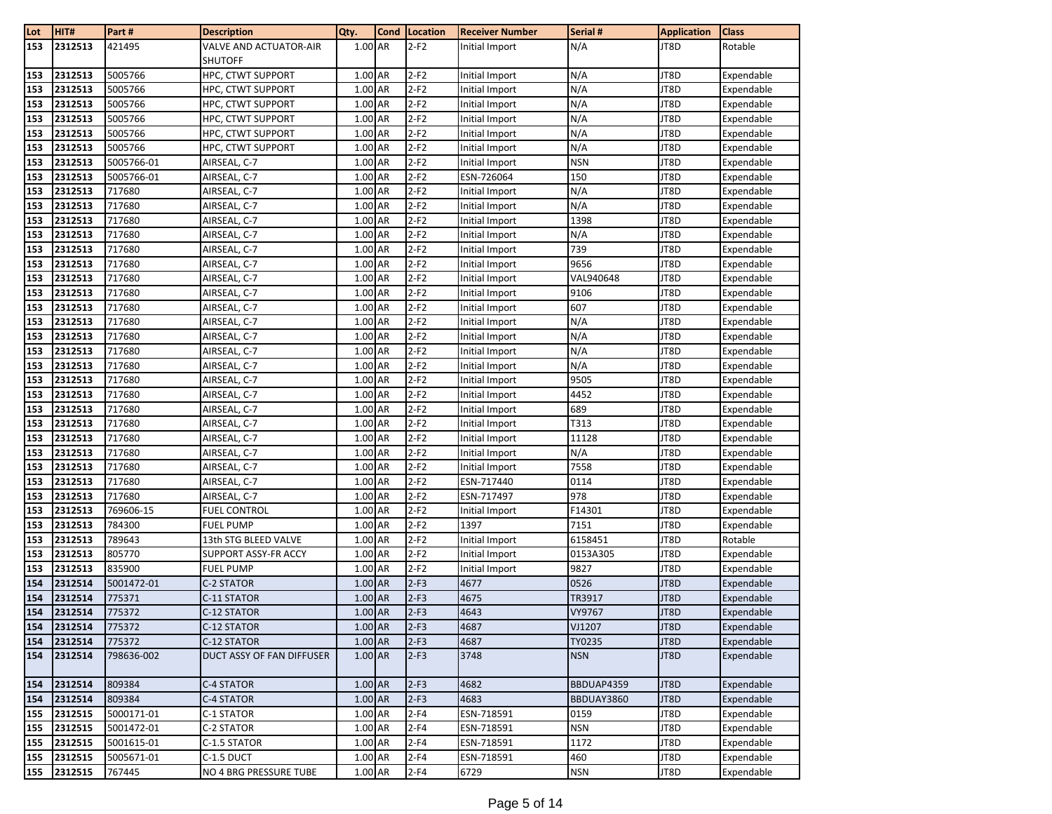| Lot | HIT# | Part # | Description | Qty. | Cond | Location | Receiver Number | Serial # | Application | Class |
|---|---|---|---|---|---|---|---|---|---|---|
| 153 | 2312513 | 421495 | VALVE AND ACTUATOR-AIR SHUTOFF | 1.00 | AR | 2-F2 | Initial Import | N/A | JT8D | Rotable |
| 153 | 2312513 | 5005766 | HPC, CTWT SUPPORT | 1.00 | AR | 2-F2 | Initial Import | N/A | JT8D | Expendable |
| 153 | 2312513 | 5005766 | HPC, CTWT SUPPORT | 1.00 | AR | 2-F2 | Initial Import | N/A | JT8D | Expendable |
| 153 | 2312513 | 5005766 | HPC, CTWT SUPPORT | 1.00 | AR | 2-F2 | Initial Import | N/A | JT8D | Expendable |
| 153 | 2312513 | 5005766 | HPC, CTWT SUPPORT | 1.00 | AR | 2-F2 | Initial Import | N/A | JT8D | Expendable |
| 153 | 2312513 | 5005766 | HPC, CTWT SUPPORT | 1.00 | AR | 2-F2 | Initial Import | N/A | JT8D | Expendable |
| 153 | 2312513 | 5005766 | HPC, CTWT SUPPORT | 1.00 | AR | 2-F2 | Initial Import | N/A | JT8D | Expendable |
| 153 | 2312513 | 5005766-01 | AIRSEAL, C-7 | 1.00 | AR | 2-F2 | Initial Import | NSN | JT8D | Expendable |
| 153 | 2312513 | 5005766-01 | AIRSEAL, C-7 | 1.00 | AR | 2-F2 | ESN-726064 | 150 | JT8D | Expendable |
| 153 | 2312513 | 717680 | AIRSEAL, C-7 | 1.00 | AR | 2-F2 | Initial Import | N/A | JT8D | Expendable |
| 153 | 2312513 | 717680 | AIRSEAL, C-7 | 1.00 | AR | 2-F2 | Initial Import | N/A | JT8D | Expendable |
| 153 | 2312513 | 717680 | AIRSEAL, C-7 | 1.00 | AR | 2-F2 | Initial Import | 1398 | JT8D | Expendable |
| 153 | 2312513 | 717680 | AIRSEAL, C-7 | 1.00 | AR | 2-F2 | Initial Import | N/A | JT8D | Expendable |
| 153 | 2312513 | 717680 | AIRSEAL, C-7 | 1.00 | AR | 2-F2 | Initial Import | 739 | JT8D | Expendable |
| 153 | 2312513 | 717680 | AIRSEAL, C-7 | 1.00 | AR | 2-F2 | Initial Import | 9656 | JT8D | Expendable |
| 153 | 2312513 | 717680 | AIRSEAL, C-7 | 1.00 | AR | 2-F2 | Initial Import | VAL940648 | JT8D | Expendable |
| 153 | 2312513 | 717680 | AIRSEAL, C-7 | 1.00 | AR | 2-F2 | Initial Import | 9106 | JT8D | Expendable |
| 153 | 2312513 | 717680 | AIRSEAL, C-7 | 1.00 | AR | 2-F2 | Initial Import | 607 | JT8D | Expendable |
| 153 | 2312513 | 717680 | AIRSEAL, C-7 | 1.00 | AR | 2-F2 | Initial Import | N/A | JT8D | Expendable |
| 153 | 2312513 | 717680 | AIRSEAL, C-7 | 1.00 | AR | 2-F2 | Initial Import | N/A | JT8D | Expendable |
| 153 | 2312513 | 717680 | AIRSEAL, C-7 | 1.00 | AR | 2-F2 | Initial Import | N/A | JT8D | Expendable |
| 153 | 2312513 | 717680 | AIRSEAL, C-7 | 1.00 | AR | 2-F2 | Initial Import | N/A | JT8D | Expendable |
| 153 | 2312513 | 717680 | AIRSEAL, C-7 | 1.00 | AR | 2-F2 | Initial Import | 9505 | JT8D | Expendable |
| 153 | 2312513 | 717680 | AIRSEAL, C-7 | 1.00 | AR | 2-F2 | Initial Import | 4452 | JT8D | Expendable |
| 153 | 2312513 | 717680 | AIRSEAL, C-7 | 1.00 | AR | 2-F2 | Initial Import | 689 | JT8D | Expendable |
| 153 | 2312513 | 717680 | AIRSEAL, C-7 | 1.00 | AR | 2-F2 | Initial Import | T313 | JT8D | Expendable |
| 153 | 2312513 | 717680 | AIRSEAL, C-7 | 1.00 | AR | 2-F2 | Initial Import | 11128 | JT8D | Expendable |
| 153 | 2312513 | 717680 | AIRSEAL, C-7 | 1.00 | AR | 2-F2 | Initial Import | N/A | JT8D | Expendable |
| 153 | 2312513 | 717680 | AIRSEAL, C-7 | 1.00 | AR | 2-F2 | Initial Import | 7558 | JT8D | Expendable |
| 153 | 2312513 | 717680 | AIRSEAL, C-7 | 1.00 | AR | 2-F2 | ESN-717440 | 0114 | JT8D | Expendable |
| 153 | 2312513 | 717680 | AIRSEAL, C-7 | 1.00 | AR | 2-F2 | ESN-717497 | 978 | JT8D | Expendable |
| 153 | 2312513 | 769606-15 | FUEL CONTROL | 1.00 | AR | 2-F2 | Initial Import | F14301 | JT8D | Expendable |
| 153 | 2312513 | 784300 | FUEL PUMP | 1.00 | AR | 2-F2 | 1397 | 7151 | JT8D | Expendable |
| 153 | 2312513 | 789643 | 13th STG BLEED VALVE | 1.00 | AR | 2-F2 | Initial Import | 6158451 | JT8D | Rotable |
| 153 | 2312513 | 805770 | SUPPORT ASSY-FR ACCY | 1.00 | AR | 2-F2 | Initial Import | 0153A305 | JT8D | Expendable |
| 153 | 2312513 | 835900 | FUEL PUMP | 1.00 | AR | 2-F2 | Initial Import | 9827 | JT8D | Expendable |
| 154 | 2312514 | 5001472-01 | C-2 STATOR | 1.00 | AR | 2-F3 | 4677 | 0526 | JT8D | Expendable |
| 154 | 2312514 | 775371 | C-11 STATOR | 1.00 | AR | 2-F3 | 4675 | TR3917 | JT8D | Expendable |
| 154 | 2312514 | 775372 | C-12 STATOR | 1.00 | AR | 2-F3 | 4643 | VY9767 | JT8D | Expendable |
| 154 | 2312514 | 775372 | C-12 STATOR | 1.00 | AR | 2-F3 | 4687 | VJ1207 | JT8D | Expendable |
| 154 | 2312514 | 775372 | C-12 STATOR | 1.00 | AR | 2-F3 | 4687 | TY0235 | JT8D | Expendable |
| 154 | 2312514 | 798636-002 | DUCT ASSY OF FAN DIFFUSER | 1.00 | AR | 2-F3 | 3748 | NSN | JT8D | Expendable |
| 154 | 2312514 | 809384 | C-4 STATOR | 1.00 | AR | 2-F3 | 4682 | BBDUAP4359 | JT8D | Expendable |
| 154 | 2312514 | 809384 | C-4 STATOR | 1.00 | AR | 2-F3 | 4683 | BBDUAY3860 | JT8D | Expendable |
| 155 | 2312515 | 5000171-01 | C-1 STATOR | 1.00 | AR | 2-F4 | ESN-718591 | 0159 | JT8D | Expendable |
| 155 | 2312515 | 5001472-01 | C-2 STATOR | 1.00 | AR | 2-F4 | ESN-718591 | NSN | JT8D | Expendable |
| 155 | 2312515 | 5001615-01 | C-1.5 STATOR | 1.00 | AR | 2-F4 | ESN-718591 | 1172 | JT8D | Expendable |
| 155 | 2312515 | 5005671-01 | C-1.5 DUCT | 1.00 | AR | 2-F4 | ESN-718591 | 460 | JT8D | Expendable |
| 155 | 2312515 | 767445 | NO 4 BRG PRESSURE TUBE | 1.00 | AR | 2-F4 | 6729 | NSN | JT8D | Expendable |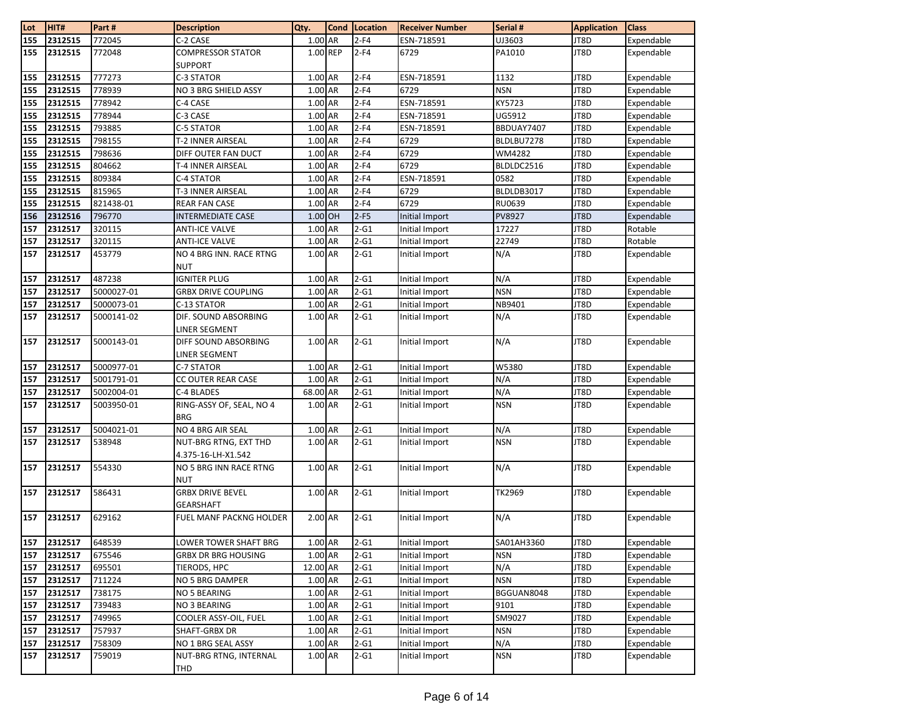| Lot | HIT# | Part # | Description | Qty. | Cond | Location | Receiver Number | Serial # | Application | Class |
|---|---|---|---|---|---|---|---|---|---|---|
| 155 | 2312515 | 772045 | C-2 CASE | 1.00 | AR | 2-F4 | ESN-718591 | UJ3603 | JT8D | Expendable |
| 155 | 2312515 | 772048 | COMPRESSOR STATOR SUPPORT | 1.00 | REP | 2-F4 | 6729 | PA1010 | JT8D | Expendable |
| 155 | 2312515 | 777273 | C-3 STATOR | 1.00 | AR | 2-F4 | ESN-718591 | 1132 | JT8D | Expendable |
| 155 | 2312515 | 778939 | NO 3 BRG SHIELD ASSY | 1.00 | AR | 2-F4 | 6729 | NSN | JT8D | Expendable |
| 155 | 2312515 | 778942 | C-4 CASE | 1.00 | AR | 2-F4 | ESN-718591 | KY5723 | JT8D | Expendable |
| 155 | 2312515 | 778944 | C-3 CASE | 1.00 | AR | 2-F4 | ESN-718591 | UG5912 | JT8D | Expendable |
| 155 | 2312515 | 793885 | C-5 STATOR | 1.00 | AR | 2-F4 | ESN-718591 | BBDUAY7407 | JT8D | Expendable |
| 155 | 2312515 | 798155 | T-2 INNER AIRSEAL | 1.00 | AR | 2-F4 | 6729 | BLDLBU7278 | JT8D | Expendable |
| 155 | 2312515 | 798636 | DIFF OUTER FAN DUCT | 1.00 | AR | 2-F4 | 6729 | WM4282 | JT8D | Expendable |
| 155 | 2312515 | 804662 | T-4 INNER AIRSEAL | 1.00 | AR | 2-F4 | 6729 | BLDLDC2516 | JT8D | Expendable |
| 155 | 2312515 | 809384 | C-4 STATOR | 1.00 | AR | 2-F4 | ESN-718591 | 0582 | JT8D | Expendable |
| 155 | 2312515 | 815965 | T-3 INNER AIRSEAL | 1.00 | AR | 2-F4 | 6729 | BLDLDB3017 | JT8D | Expendable |
| 155 | 2312515 | 821438-01 | REAR FAN CASE | 1.00 | AR | 2-F4 | 6729 | RU0639 | JT8D | Expendable |
| 156 | 2312516 | 796770 | INTERMEDIATE CASE | 1.00 | OH | 2-F5 | Initial Import | PV8927 | JT8D | Expendable |
| 157 | 2312517 | 320115 | ANTI-ICE VALVE | 1.00 | AR | 2-G1 | Initial Import | 17227 | JT8D | Rotable |
| 157 | 2312517 | 320115 | ANTI-ICE VALVE | 1.00 | AR | 2-G1 | Initial Import | 22749 | JT8D | Rotable |
| 157 | 2312517 | 453779 | NO 4 BRG INN. RACE RTNG NUT | 1.00 | AR | 2-G1 | Initial Import | N/A | JT8D | Expendable |
| 157 | 2312517 | 487238 | IGNITER PLUG | 1.00 | AR | 2-G1 | Initial Import | N/A | JT8D | Expendable |
| 157 | 2312517 | 5000027-01 | GRBX DRIVE COUPLING | 1.00 | AR | 2-G1 | Initial Import | NSN | JT8D | Expendable |
| 157 | 2312517 | 5000073-01 | C-13 STATOR | 1.00 | AR | 2-G1 | Initial Import | NB9401 | JT8D | Expendable |
| 157 | 2312517 | 5000141-02 | DIF. SOUND ABSORBING LINER SEGMENT | 1.00 | AR | 2-G1 | Initial Import | N/A | JT8D | Expendable |
| 157 | 2312517 | 5000143-01 | DIFF SOUND ABSORBING LINER SEGMENT | 1.00 | AR | 2-G1 | Initial Import | N/A | JT8D | Expendable |
| 157 | 2312517 | 5000977-01 | C-7 STATOR | 1.00 | AR | 2-G1 | Initial Import | W5380 | JT8D | Expendable |
| 157 | 2312517 | 5001791-01 | CC OUTER REAR CASE | 1.00 | AR | 2-G1 | Initial Import | N/A | JT8D | Expendable |
| 157 | 2312517 | 5002004-01 | C-4 BLADES | 68.00 | AR | 2-G1 | Initial Import | N/A | JT8D | Expendable |
| 157 | 2312517 | 5003950-01 | RING-ASSY OF, SEAL, NO 4 BRG | 1.00 | AR | 2-G1 | Initial Import | NSN | JT8D | Expendable |
| 157 | 2312517 | 5004021-01 | NO 4 BRG AIR SEAL | 1.00 | AR | 2-G1 | Initial Import | N/A | JT8D | Expendable |
| 157 | 2312517 | 538948 | NUT-BRG RTNG, EXT THD 4.375-16-LH-X1.542 | 1.00 | AR | 2-G1 | Initial Import | NSN | JT8D | Expendable |
| 157 | 2312517 | 554330 | NO 5 BRG INN RACE RTNG NUT | 1.00 | AR | 2-G1 | Initial Import | N/A | JT8D | Expendable |
| 157 | 2312517 | 586431 | GRBX DRIVE BEVEL GEARSHAFT | 1.00 | AR | 2-G1 | Initial Import | TK2969 | JT8D | Expendable |
| 157 | 2312517 | 629162 | FUEL MANF PACKNG HOLDER | 2.00 | AR | 2-G1 | Initial Import | N/A | JT8D | Expendable |
| 157 | 2312517 | 648539 | LOWER TOWER SHAFT BRG | 1.00 | AR | 2-G1 | Initial Import | SA01AH3360 | JT8D | Expendable |
| 157 | 2312517 | 675546 | GRBX DR BRG HOUSING | 1.00 | AR | 2-G1 | Initial Import | NSN | JT8D | Expendable |
| 157 | 2312517 | 695501 | TIERODS, HPC | 12.00 | AR | 2-G1 | Initial Import | N/A | JT8D | Expendable |
| 157 | 2312517 | 711224 | NO 5 BRG DAMPER | 1.00 | AR | 2-G1 | Initial Import | NSN | JT8D | Expendable |
| 157 | 2312517 | 738175 | NO 5 BEARING | 1.00 | AR | 2-G1 | Initial Import | BGGUAN8048 | JT8D | Expendable |
| 157 | 2312517 | 739483 | NO 3 BEARING | 1.00 | AR | 2-G1 | Initial Import | 9101 | JT8D | Expendable |
| 157 | 2312517 | 749965 | COOLER ASSY-OIL, FUEL | 1.00 | AR | 2-G1 | Initial Import | SM9027 | JT8D | Expendable |
| 157 | 2312517 | 757937 | SHAFT-GRBX DR | 1.00 | AR | 2-G1 | Initial Import | NSN | JT8D | Expendable |
| 157 | 2312517 | 758309 | NO 1 BRG SEAL ASSY | 1.00 | AR | 2-G1 | Initial Import | N/A | JT8D | Expendable |
| 157 | 2312517 | 759019 | NUT-BRG RTNG, INTERNAL THD | 1.00 | AR | 2-G1 | Initial Import | NSN | JT8D | Expendable |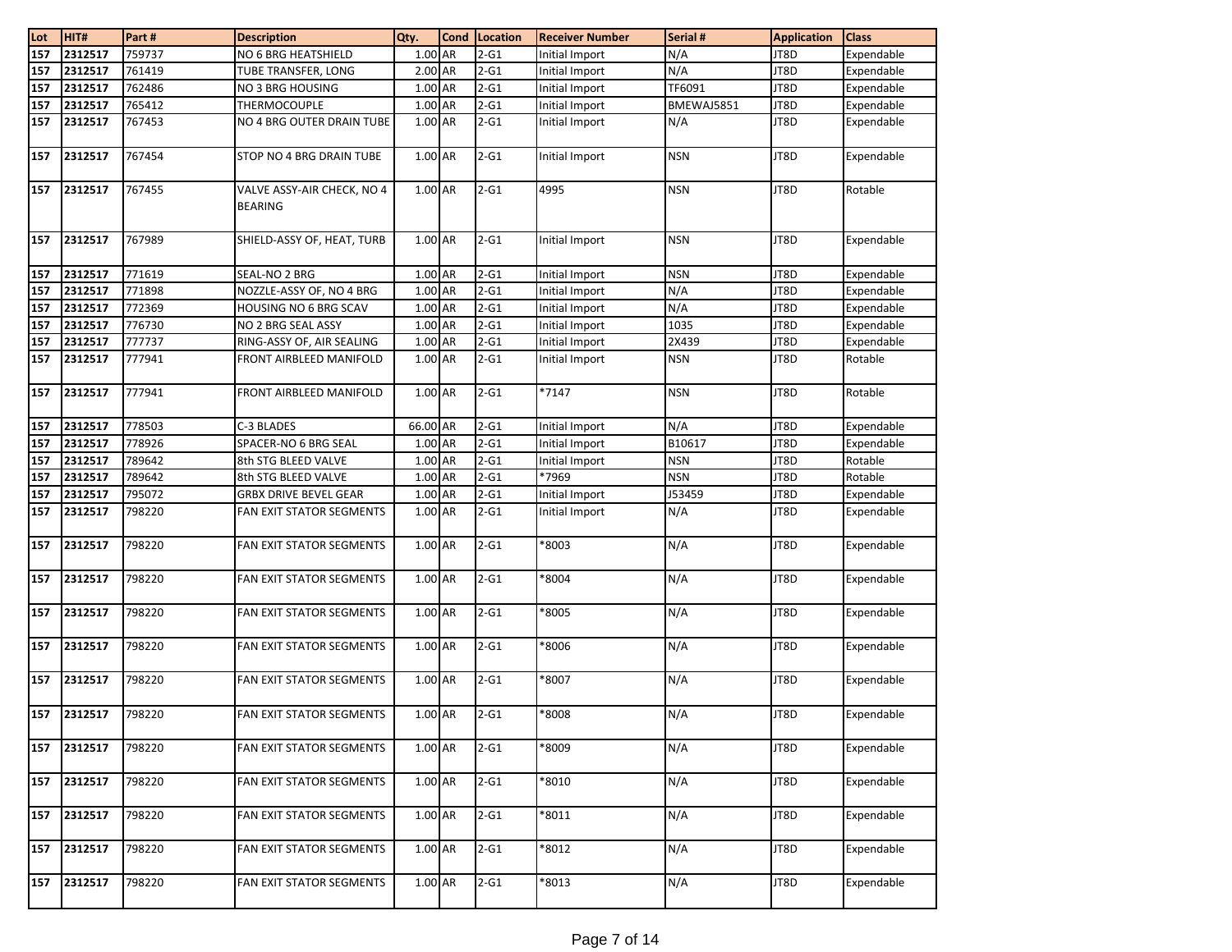| Lot | HIT# | Part # | Description | Qty. | Cond | Location | Receiver Number | Serial # | Application | Class |
|---|---|---|---|---|---|---|---|---|---|---|
| 157 | 2312517 | 759737 | NO 6 BRG HEATSHIELD | 1.00 | AR | 2-G1 | Initial Import | N/A | JT8D | Expendable |
| 157 | 2312517 | 761419 | TUBE TRANSFER, LONG | 2.00 | AR | 2-G1 | Initial Import | N/A | JT8D | Expendable |
| 157 | 2312517 | 762486 | NO 3 BRG HOUSING | 1.00 | AR | 2-G1 | Initial Import | TF6091 | JT8D | Expendable |
| 157 | 2312517 | 765412 | THERMOCOUPLE | 1.00 | AR | 2-G1 | Initial Import | BMEWAJ5851 | JT8D | Expendable |
| 157 | 2312517 | 767453 | NO 4 BRG OUTER DRAIN TUBE | 1.00 | AR | 2-G1 | Initial Import | N/A | JT8D | Expendable |
| 157 | 2312517 | 767454 | STOP NO 4 BRG DRAIN TUBE | 1.00 | AR | 2-G1 | Initial Import | NSN | JT8D | Expendable |
| 157 | 2312517 | 767455 | VALVE ASSY-AIR CHECK, NO 4 BEARING | 1.00 | AR | 2-G1 | 4995 | NSN | JT8D | Rotable |
| 157 | 2312517 | 767989 | SHIELD-ASSY OF, HEAT, TURB | 1.00 | AR | 2-G1 | Initial Import | NSN | JT8D | Expendable |
| 157 | 2312517 | 771619 | SEAL-NO 2 BRG | 1.00 | AR | 2-G1 | Initial Import | NSN | JT8D | Expendable |
| 157 | 2312517 | 771898 | NOZZLE-ASSY OF, NO 4 BRG | 1.00 | AR | 2-G1 | Initial Import | N/A | JT8D | Expendable |
| 157 | 2312517 | 772369 | HOUSING NO 6 BRG SCAV | 1.00 | AR | 2-G1 | Initial Import | N/A | JT8D | Expendable |
| 157 | 2312517 | 776730 | NO 2 BRG SEAL ASSY | 1.00 | AR | 2-G1 | Initial Import | 1035 | JT8D | Expendable |
| 157 | 2312517 | 777737 | RING-ASSY OF, AIR SEALING | 1.00 | AR | 2-G1 | Initial Import | 2X439 | JT8D | Expendable |
| 157 | 2312517 | 777941 | FRONT AIRBLEED MANIFOLD | 1.00 | AR | 2-G1 | Initial Import | NSN | JT8D | Rotable |
| 157 | 2312517 | 777941 | FRONT AIRBLEED MANIFOLD | 1.00 | AR | 2-G1 | *7147 | NSN | JT8D | Rotable |
| 157 | 2312517 | 778503 | C-3 BLADES | 66.00 | AR | 2-G1 | Initial Import | N/A | JT8D | Expendable |
| 157 | 2312517 | 778926 | SPACER-NO 6 BRG SEAL | 1.00 | AR | 2-G1 | Initial Import | B10617 | JT8D | Expendable |
| 157 | 2312517 | 789642 | 8th STG BLEED VALVE | 1.00 | AR | 2-G1 | Initial Import | NSN | JT8D | Rotable |
| 157 | 2312517 | 789642 | 8th STG BLEED VALVE | 1.00 | AR | 2-G1 | *7969 | NSN | JT8D | Rotable |
| 157 | 2312517 | 795072 | GRBX DRIVE BEVEL GEAR | 1.00 | AR | 2-G1 | Initial Import | J53459 | JT8D | Expendable |
| 157 | 2312517 | 798220 | FAN EXIT STATOR SEGMENTS | 1.00 | AR | 2-G1 | Initial Import | N/A | JT8D | Expendable |
| 157 | 2312517 | 798220 | FAN EXIT STATOR SEGMENTS | 1.00 | AR | 2-G1 | *8003 | N/A | JT8D | Expendable |
| 157 | 2312517 | 798220 | FAN EXIT STATOR SEGMENTS | 1.00 | AR | 2-G1 | *8004 | N/A | JT8D | Expendable |
| 157 | 2312517 | 798220 | FAN EXIT STATOR SEGMENTS | 1.00 | AR | 2-G1 | *8005 | N/A | JT8D | Expendable |
| 157 | 2312517 | 798220 | FAN EXIT STATOR SEGMENTS | 1.00 | AR | 2-G1 | *8006 | N/A | JT8D | Expendable |
| 157 | 2312517 | 798220 | FAN EXIT STATOR SEGMENTS | 1.00 | AR | 2-G1 | *8007 | N/A | JT8D | Expendable |
| 157 | 2312517 | 798220 | FAN EXIT STATOR SEGMENTS | 1.00 | AR | 2-G1 | *8008 | N/A | JT8D | Expendable |
| 157 | 2312517 | 798220 | FAN EXIT STATOR SEGMENTS | 1.00 | AR | 2-G1 | *8009 | N/A | JT8D | Expendable |
| 157 | 2312517 | 798220 | FAN EXIT STATOR SEGMENTS | 1.00 | AR | 2-G1 | *8010 | N/A | JT8D | Expendable |
| 157 | 2312517 | 798220 | FAN EXIT STATOR SEGMENTS | 1.00 | AR | 2-G1 | *8011 | N/A | JT8D | Expendable |
| 157 | 2312517 | 798220 | FAN EXIT STATOR SEGMENTS | 1.00 | AR | 2-G1 | *8012 | N/A | JT8D | Expendable |
| 157 | 2312517 | 798220 | FAN EXIT STATOR SEGMENTS | 1.00 | AR | 2-G1 | *8013 | N/A | JT8D | Expendable |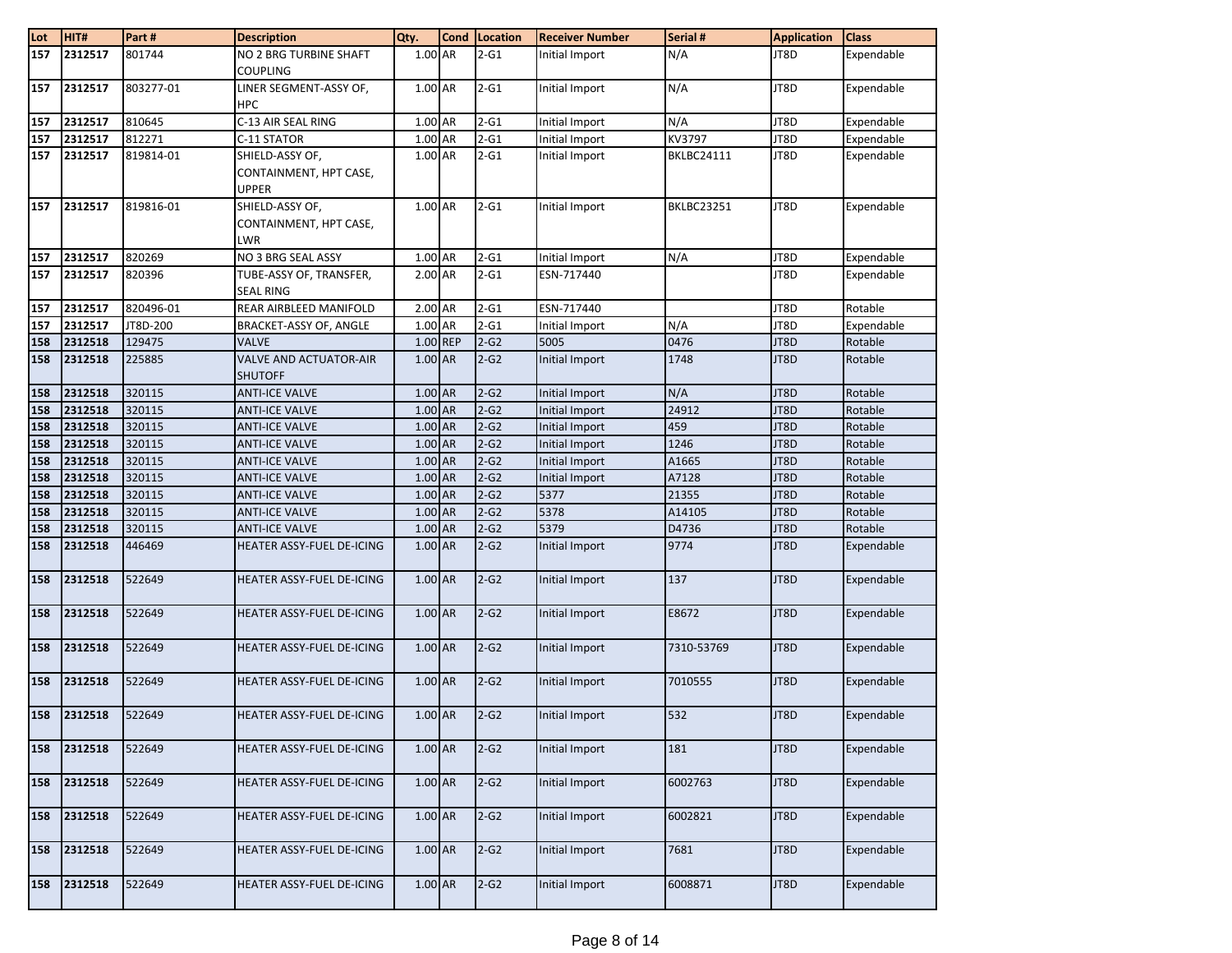| Lot | HIT# | Part # | Description | Qty. | Cond | Location | Receiver Number | Serial # | Application | Class |
|---|---|---|---|---|---|---|---|---|---|---|
| 157 | 2312517 | 801744 | NO 2 BRG TURBINE SHAFT COUPLING | 1.00 | AR | 2-G1 | Initial Import | N/A | JT8D | Expendable |
| 157 | 2312517 | 803277-01 | LINER SEGMENT-ASSY OF, HPC | 1.00 | AR | 2-G1 | Initial Import | N/A | JT8D | Expendable |
| 157 | 2312517 | 810645 | C-13 AIR SEAL RING | 1.00 | AR | 2-G1 | Initial Import | N/A | JT8D | Expendable |
| 157 | 2312517 | 812271 | C-11 STATOR | 1.00 | AR | 2-G1 | Initial Import | KV3797 | JT8D | Expendable |
| 157 | 2312517 | 819814-01 | SHIELD-ASSY OF, CONTAINMENT, HPT CASE, UPPER | 1.00 | AR | 2-G1 | Initial Import | BKLBC24111 | JT8D | Expendable |
| 157 | 2312517 | 819816-01 | SHIELD-ASSY OF, CONTAINMENT, HPT CASE, LWR | 1.00 | AR | 2-G1 | Initial Import | BKLBC23251 | JT8D | Expendable |
| 157 | 2312517 | 820269 | NO 3 BRG SEAL ASSY | 1.00 | AR | 2-G1 | Initial Import | N/A | JT8D | Expendable |
| 157 | 2312517 | 820396 | TUBE-ASSY OF, TRANSFER, SEAL RING | 2.00 | AR | 2-G1 | ESN-717440 | | JT8D | Expendable |
| 157 | 2312517 | 820496-01 | REAR AIRBLEED MANIFOLD | 2.00 | AR | 2-G1 | ESN-717440 | | JT8D | Rotable |
| 157 | 2312517 | JT8D-200 | BRACKET-ASSY OF, ANGLE | 1.00 | AR | 2-G1 | Initial Import | N/A | JT8D | Expendable |
| 158 | 2312518 | 129475 | VALVE | 1.00 | REP | 2-G2 | 5005 | 0476 | JT8D | Rotable |
| 158 | 2312518 | 225885 | VALVE AND ACTUATOR-AIR SHUTOFF | 1.00 | AR | 2-G2 | Initial Import | 1748 | JT8D | Rotable |
| 158 | 2312518 | 320115 | ANTI-ICE VALVE | 1.00 | AR | 2-G2 | Initial Import | N/A | JT8D | Rotable |
| 158 | 2312518 | 320115 | ANTI-ICE VALVE | 1.00 | AR | 2-G2 | Initial Import | 24912 | JT8D | Rotable |
| 158 | 2312518 | 320115 | ANTI-ICE VALVE | 1.00 | AR | 2-G2 | Initial Import | 459 | JT8D | Rotable |
| 158 | 2312518 | 320115 | ANTI-ICE VALVE | 1.00 | AR | 2-G2 | Initial Import | 1246 | JT8D | Rotable |
| 158 | 2312518 | 320115 | ANTI-ICE VALVE | 1.00 | AR | 2-G2 | Initial Import | A1665 | JT8D | Rotable |
| 158 | 2312518 | 320115 | ANTI-ICE VALVE | 1.00 | AR | 2-G2 | Initial Import | A7128 | JT8D | Rotable |
| 158 | 2312518 | 320115 | ANTI-ICE VALVE | 1.00 | AR | 2-G2 | 5377 | 21355 | JT8D | Rotable |
| 158 | 2312518 | 320115 | ANTI-ICE VALVE | 1.00 | AR | 2-G2 | 5378 | A14105 | JT8D | Rotable |
| 158 | 2312518 | 320115 | ANTI-ICE VALVE | 1.00 | AR | 2-G2 | 5379 | D4736 | JT8D | Rotable |
| 158 | 2312518 | 446469 | HEATER ASSY-FUEL DE-ICING | 1.00 | AR | 2-G2 | Initial Import | 9774 | JT8D | Expendable |
| 158 | 2312518 | 522649 | HEATER ASSY-FUEL DE-ICING | 1.00 | AR | 2-G2 | Initial Import | 137 | JT8D | Expendable |
| 158 | 2312518 | 522649 | HEATER ASSY-FUEL DE-ICING | 1.00 | AR | 2-G2 | Initial Import | E8672 | JT8D | Expendable |
| 158 | 2312518 | 522649 | HEATER ASSY-FUEL DE-ICING | 1.00 | AR | 2-G2 | Initial Import | 7310-53769 | JT8D | Expendable |
| 158 | 2312518 | 522649 | HEATER ASSY-FUEL DE-ICING | 1.00 | AR | 2-G2 | Initial Import | 7010555 | JT8D | Expendable |
| 158 | 2312518 | 522649 | HEATER ASSY-FUEL DE-ICING | 1.00 | AR | 2-G2 | Initial Import | 532 | JT8D | Expendable |
| 158 | 2312518 | 522649 | HEATER ASSY-FUEL DE-ICING | 1.00 | AR | 2-G2 | Initial Import | 181 | JT8D | Expendable |
| 158 | 2312518 | 522649 | HEATER ASSY-FUEL DE-ICING | 1.00 | AR | 2-G2 | Initial Import | 6002763 | JT8D | Expendable |
| 158 | 2312518 | 522649 | HEATER ASSY-FUEL DE-ICING | 1.00 | AR | 2-G2 | Initial Import | 6002821 | JT8D | Expendable |
| 158 | 2312518 | 522649 | HEATER ASSY-FUEL DE-ICING | 1.00 | AR | 2-G2 | Initial Import | 7681 | JT8D | Expendable |
| 158 | 2312518 | 522649 | HEATER ASSY-FUEL DE-ICING | 1.00 | AR | 2-G2 | Initial Import | 6008871 | JT8D | Expendable |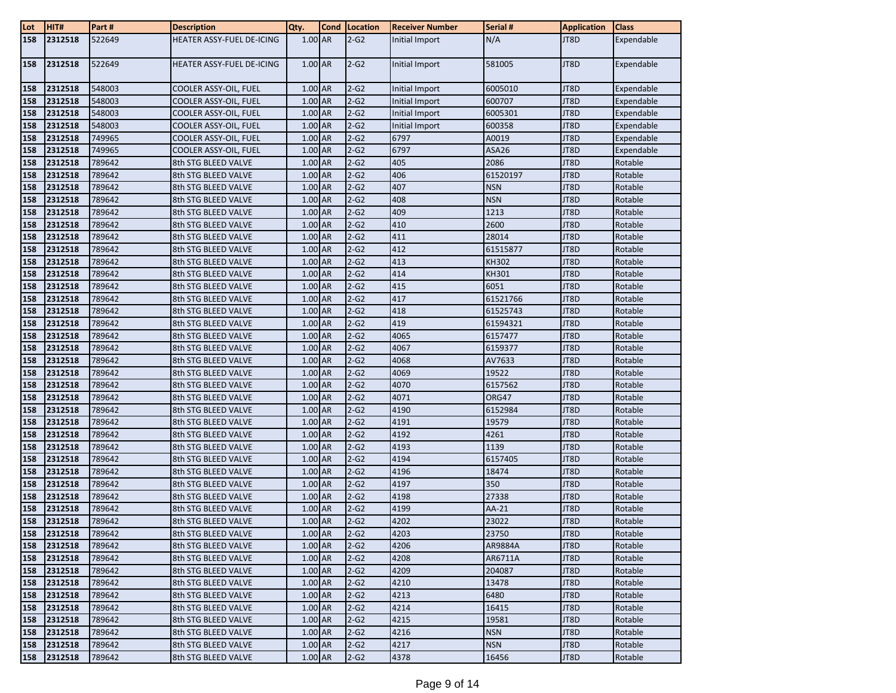| Lot | HIT# | Part # | Description | Qty. | Cond | Location | Receiver Number | Serial # | Application | Class |
|---|---|---|---|---|---|---|---|---|---|---|
| 158 | 2312518 | 522649 | HEATER ASSY-FUEL DE-ICING | 1.00 | AR | 2-G2 | Initial Import | N/A | JT8D | Expendable |
| 158 | 2312518 | 522649 | HEATER ASSY-FUEL DE-ICING | 1.00 | AR | 2-G2 | Initial Import | 581005 | JT8D | Expendable |
| 158 | 2312518 | 548003 | COOLER ASSY-OIL, FUEL | 1.00 | AR | 2-G2 | Initial Import | 6005010 | JT8D | Expendable |
| 158 | 2312518 | 548003 | COOLER ASSY-OIL, FUEL | 1.00 | AR | 2-G2 | Initial Import | 600707 | JT8D | Expendable |
| 158 | 2312518 | 548003 | COOLER ASSY-OIL, FUEL | 1.00 | AR | 2-G2 | Initial Import | 6005301 | JT8D | Expendable |
| 158 | 2312518 | 548003 | COOLER ASSY-OIL, FUEL | 1.00 | AR | 2-G2 | Initial Import | 600358 | JT8D | Expendable |
| 158 | 2312518 | 749965 | COOLER ASSY-OIL, FUEL | 1.00 | AR | 2-G2 | 6797 | A0019 | JT8D | Expendable |
| 158 | 2312518 | 749965 | COOLER ASSY-OIL, FUEL | 1.00 | AR | 2-G2 | 6797 | ASA26 | JT8D | Expendable |
| 158 | 2312518 | 789642 | 8th STG BLEED VALVE | 1.00 | AR | 2-G2 | 405 | 2086 | JT8D | Rotable |
| 158 | 2312518 | 789642 | 8th STG BLEED VALVE | 1.00 | AR | 2-G2 | 406 | 61520197 | JT8D | Rotable |
| 158 | 2312518 | 789642 | 8th STG BLEED VALVE | 1.00 | AR | 2-G2 | 407 | NSN | JT8D | Rotable |
| 158 | 2312518 | 789642 | 8th STG BLEED VALVE | 1.00 | AR | 2-G2 | 408 | NSN | JT8D | Rotable |
| 158 | 2312518 | 789642 | 8th STG BLEED VALVE | 1.00 | AR | 2-G2 | 409 | 1213 | JT8D | Rotable |
| 158 | 2312518 | 789642 | 8th STG BLEED VALVE | 1.00 | AR | 2-G2 | 410 | 2600 | JT8D | Rotable |
| 158 | 2312518 | 789642 | 8th STG BLEED VALVE | 1.00 | AR | 2-G2 | 411 | 28014 | JT8D | Rotable |
| 158 | 2312518 | 789642 | 8th STG BLEED VALVE | 1.00 | AR | 2-G2 | 412 | 61515877 | JT8D | Rotable |
| 158 | 2312518 | 789642 | 8th STG BLEED VALVE | 1.00 | AR | 2-G2 | 413 | KH302 | JT8D | Rotable |
| 158 | 2312518 | 789642 | 8th STG BLEED VALVE | 1.00 | AR | 2-G2 | 414 | KH301 | JT8D | Rotable |
| 158 | 2312518 | 789642 | 8th STG BLEED VALVE | 1.00 | AR | 2-G2 | 415 | 6051 | JT8D | Rotable |
| 158 | 2312518 | 789642 | 8th STG BLEED VALVE | 1.00 | AR | 2-G2 | 417 | 61521766 | JT8D | Rotable |
| 158 | 2312518 | 789642 | 8th STG BLEED VALVE | 1.00 | AR | 2-G2 | 418 | 61525743 | JT8D | Rotable |
| 158 | 2312518 | 789642 | 8th STG BLEED VALVE | 1.00 | AR | 2-G2 | 419 | 61594321 | JT8D | Rotable |
| 158 | 2312518 | 789642 | 8th STG BLEED VALVE | 1.00 | AR | 2-G2 | 4065 | 6157477 | JT8D | Rotable |
| 158 | 2312518 | 789642 | 8th STG BLEED VALVE | 1.00 | AR | 2-G2 | 4067 | 6159377 | JT8D | Rotable |
| 158 | 2312518 | 789642 | 8th STG BLEED VALVE | 1.00 | AR | 2-G2 | 4068 | AV7633 | JT8D | Rotable |
| 158 | 2312518 | 789642 | 8th STG BLEED VALVE | 1.00 | AR | 2-G2 | 4069 | 19522 | JT8D | Rotable |
| 158 | 2312518 | 789642 | 8th STG BLEED VALVE | 1.00 | AR | 2-G2 | 4070 | 6157562 | JT8D | Rotable |
| 158 | 2312518 | 789642 | 8th STG BLEED VALVE | 1.00 | AR | 2-G2 | 4071 | ORG47 | JT8D | Rotable |
| 158 | 2312518 | 789642 | 8th STG BLEED VALVE | 1.00 | AR | 2-G2 | 4190 | 6152984 | JT8D | Rotable |
| 158 | 2312518 | 789642 | 8th STG BLEED VALVE | 1.00 | AR | 2-G2 | 4191 | 19579 | JT8D | Rotable |
| 158 | 2312518 | 789642 | 8th STG BLEED VALVE | 1.00 | AR | 2-G2 | 4192 | 4261 | JT8D | Rotable |
| 158 | 2312518 | 789642 | 8th STG BLEED VALVE | 1.00 | AR | 2-G2 | 4193 | 1139 | JT8D | Rotable |
| 158 | 2312518 | 789642 | 8th STG BLEED VALVE | 1.00 | AR | 2-G2 | 4194 | 6157405 | JT8D | Rotable |
| 158 | 2312518 | 789642 | 8th STG BLEED VALVE | 1.00 | AR | 2-G2 | 4196 | 18474 | JT8D | Rotable |
| 158 | 2312518 | 789642 | 8th STG BLEED VALVE | 1.00 | AR | 2-G2 | 4197 | 350 | JT8D | Rotable |
| 158 | 2312518 | 789642 | 8th STG BLEED VALVE | 1.00 | AR | 2-G2 | 4198 | 27338 | JT8D | Rotable |
| 158 | 2312518 | 789642 | 8th STG BLEED VALVE | 1.00 | AR | 2-G2 | 4199 | AA-21 | JT8D | Rotable |
| 158 | 2312518 | 789642 | 8th STG BLEED VALVE | 1.00 | AR | 2-G2 | 4202 | 23022 | JT8D | Rotable |
| 158 | 2312518 | 789642 | 8th STG BLEED VALVE | 1.00 | AR | 2-G2 | 4203 | 23750 | JT8D | Rotable |
| 158 | 2312518 | 789642 | 8th STG BLEED VALVE | 1.00 | AR | 2-G2 | 4206 | AR9884A | JT8D | Rotable |
| 158 | 2312518 | 789642 | 8th STG BLEED VALVE | 1.00 | AR | 2-G2 | 4208 | AR6711A | JT8D | Rotable |
| 158 | 2312518 | 789642 | 8th STG BLEED VALVE | 1.00 | AR | 2-G2 | 4209 | 204087 | JT8D | Rotable |
| 158 | 2312518 | 789642 | 8th STG BLEED VALVE | 1.00 | AR | 2-G2 | 4210 | 13478 | JT8D | Rotable |
| 158 | 2312518 | 789642 | 8th STG BLEED VALVE | 1.00 | AR | 2-G2 | 4213 | 6480 | JT8D | Rotable |
| 158 | 2312518 | 789642 | 8th STG BLEED VALVE | 1.00 | AR | 2-G2 | 4214 | 16415 | JT8D | Rotable |
| 158 | 2312518 | 789642 | 8th STG BLEED VALVE | 1.00 | AR | 2-G2 | 4215 | 19581 | JT8D | Rotable |
| 158 | 2312518 | 789642 | 8th STG BLEED VALVE | 1.00 | AR | 2-G2 | 4216 | NSN | JT8D | Rotable |
| 158 | 2312518 | 789642 | 8th STG BLEED VALVE | 1.00 | AR | 2-G2 | 4217 | NSN | JT8D | Rotable |
| 158 | 2312518 | 789642 | 8th STG BLEED VALVE | 1.00 | AR | 2-G2 | 4378 | 16456 | JT8D | Rotable |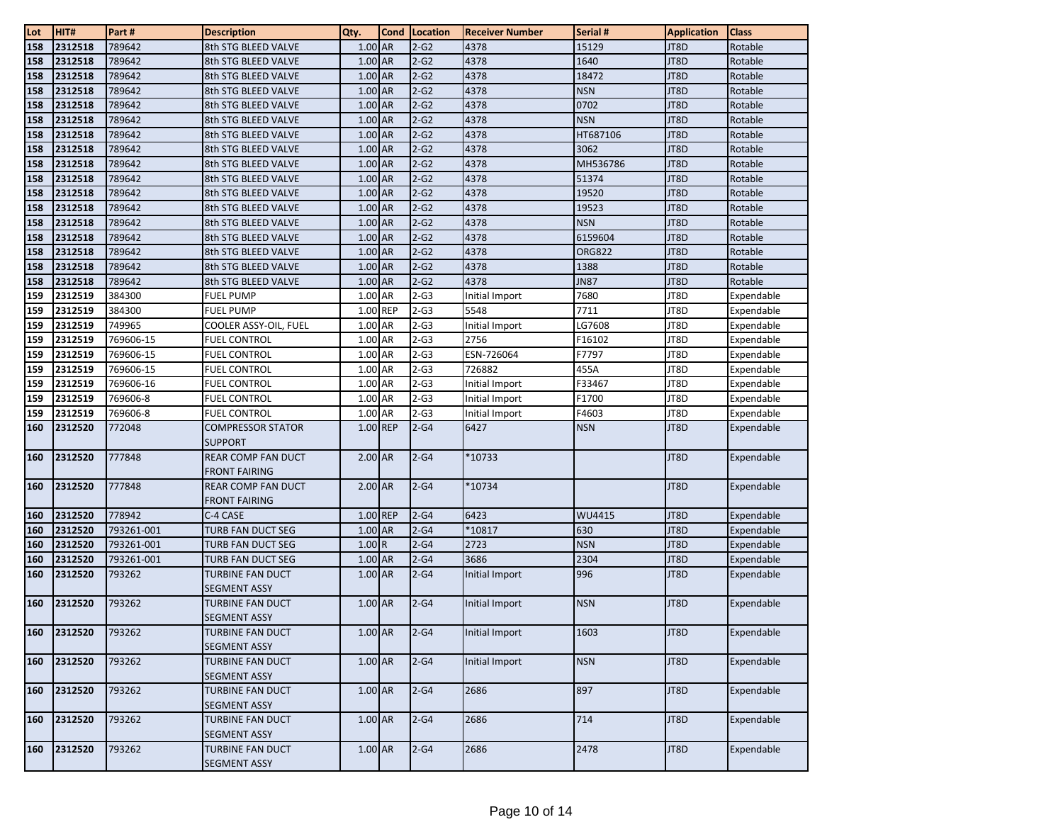| Lot | HIT# | Part # | Description | Qty. | Cond | Location | Receiver Number | Serial # | Application | Class |
|---|---|---|---|---|---|---|---|---|---|---|
| 158 | 2312518 | 789642 | 8th STG BLEED VALVE | 1.00 | AR | 2-G2 | 4378 | 15129 | JT8D | Rotable |
| 158 | 2312518 | 789642 | 8th STG BLEED VALVE | 1.00 | AR | 2-G2 | 4378 | 1640 | JT8D | Rotable |
| 158 | 2312518 | 789642 | 8th STG BLEED VALVE | 1.00 | AR | 2-G2 | 4378 | 18472 | JT8D | Rotable |
| 158 | 2312518 | 789642 | 8th STG BLEED VALVE | 1.00 | AR | 2-G2 | 4378 | NSN | JT8D | Rotable |
| 158 | 2312518 | 789642 | 8th STG BLEED VALVE | 1.00 | AR | 2-G2 | 4378 | 0702 | JT8D | Rotable |
| 158 | 2312518 | 789642 | 8th STG BLEED VALVE | 1.00 | AR | 2-G2 | 4378 | NSN | JT8D | Rotable |
| 158 | 2312518 | 789642 | 8th STG BLEED VALVE | 1.00 | AR | 2-G2 | 4378 | HT687106 | JT8D | Rotable |
| 158 | 2312518 | 789642 | 8th STG BLEED VALVE | 1.00 | AR | 2-G2 | 4378 | 3062 | JT8D | Rotable |
| 158 | 2312518 | 789642 | 8th STG BLEED VALVE | 1.00 | AR | 2-G2 | 4378 | MH536786 | JT8D | Rotable |
| 158 | 2312518 | 789642 | 8th STG BLEED VALVE | 1.00 | AR | 2-G2 | 4378 | 51374 | JT8D | Rotable |
| 158 | 2312518 | 789642 | 8th STG BLEED VALVE | 1.00 | AR | 2-G2 | 4378 | 19520 | JT8D | Rotable |
| 158 | 2312518 | 789642 | 8th STG BLEED VALVE | 1.00 | AR | 2-G2 | 4378 | 19523 | JT8D | Rotable |
| 158 | 2312518 | 789642 | 8th STG BLEED VALVE | 1.00 | AR | 2-G2 | 4378 | NSN | JT8D | Rotable |
| 158 | 2312518 | 789642 | 8th STG BLEED VALVE | 1.00 | AR | 2-G2 | 4378 | 6159604 | JT8D | Rotable |
| 158 | 2312518 | 789642 | 8th STG BLEED VALVE | 1.00 | AR | 2-G2 | 4378 | ORG822 | JT8D | Rotable |
| 158 | 2312518 | 789642 | 8th STG BLEED VALVE | 1.00 | AR | 2-G2 | 4378 | 1388 | JT8D | Rotable |
| 158 | 2312518 | 789642 | 8th STG BLEED VALVE | 1.00 | AR | 2-G2 | 4378 | JN87 | JT8D | Rotable |
| 159 | 2312519 | 384300 | FUEL PUMP | 1.00 | AR | 2-G3 | Initial Import | 7680 | JT8D | Expendable |
| 159 | 2312519 | 384300 | FUEL PUMP | 1.00 | REP | 2-G3 | 5548 | 7711 | JT8D | Expendable |
| 159 | 2312519 | 749965 | COOLER ASSY-OIL, FUEL | 1.00 | AR | 2-G3 | Initial Import | LG7608 | JT8D | Expendable |
| 159 | 2312519 | 769606-15 | FUEL CONTROL | 1.00 | AR | 2-G3 | 2756 | F16102 | JT8D | Expendable |
| 159 | 2312519 | 769606-15 | FUEL CONTROL | 1.00 | AR | 2-G3 | ESN-726064 | F7797 | JT8D | Expendable |
| 159 | 2312519 | 769606-15 | FUEL CONTROL | 1.00 | AR | 2-G3 | 726882 | 455A | JT8D | Expendable |
| 159 | 2312519 | 769606-16 | FUEL CONTROL | 1.00 | AR | 2-G3 | Initial Import | F33467 | JT8D | Expendable |
| 159 | 2312519 | 769606-8 | FUEL CONTROL | 1.00 | AR | 2-G3 | Initial Import | F1700 | JT8D | Expendable |
| 159 | 2312519 | 769606-8 | FUEL CONTROL | 1.00 | AR | 2-G3 | Initial Import | F4603 | JT8D | Expendable |
| 160 | 2312520 | 772048 | COMPRESSOR STATOR SUPPORT | 1.00 | REP | 2-G4 | 6427 | NSN | JT8D | Expendable |
| 160 | 2312520 | 777848 | REAR COMP FAN DUCT FRONT FAIRING | 2.00 | AR | 2-G4 | *10733 | | JT8D | Expendable |
| 160 | 2312520 | 777848 | REAR COMP FAN DUCT FRONT FAIRING | 2.00 | AR | 2-G4 | *10734 | | JT8D | Expendable |
| 160 | 2312520 | 778942 | C-4 CASE | 1.00 | REP | 2-G4 | 6423 | WU4415 | JT8D | Expendable |
| 160 | 2312520 | 793261-001 | TURB FAN DUCT SEG | 1.00 | AR | 2-G4 | *10817 | 630 | JT8D | Expendable |
| 160 | 2312520 | 793261-001 | TURB FAN DUCT SEG | 1.00 | R | 2-G4 | 2723 | NSN | JT8D | Expendable |
| 160 | 2312520 | 793261-001 | TURB FAN DUCT SEG | 1.00 | AR | 2-G4 | 3686 | 2304 | JT8D | Expendable |
| 160 | 2312520 | 793262 | TURBINE FAN DUCT SEGMENT ASSY | 1.00 | AR | 2-G4 | Initial Import | 996 | JT8D | Expendable |
| 160 | 2312520 | 793262 | TURBINE FAN DUCT SEGMENT ASSY | 1.00 | AR | 2-G4 | Initial Import | NSN | JT8D | Expendable |
| 160 | 2312520 | 793262 | TURBINE FAN DUCT SEGMENT ASSY | 1.00 | AR | 2-G4 | Initial Import | 1603 | JT8D | Expendable |
| 160 | 2312520 | 793262 | TURBINE FAN DUCT SEGMENT ASSY | 1.00 | AR | 2-G4 | Initial Import | NSN | JT8D | Expendable |
| 160 | 2312520 | 793262 | TURBINE FAN DUCT SEGMENT ASSY | 1.00 | AR | 2-G4 | 2686 | 897 | JT8D | Expendable |
| 160 | 2312520 | 793262 | TURBINE FAN DUCT SEGMENT ASSY | 1.00 | AR | 2-G4 | 2686 | 714 | JT8D | Expendable |
| 160 | 2312520 | 793262 | TURBINE FAN DUCT SEGMENT ASSY | 1.00 | AR | 2-G4 | 2686 | 2478 | JT8D | Expendable |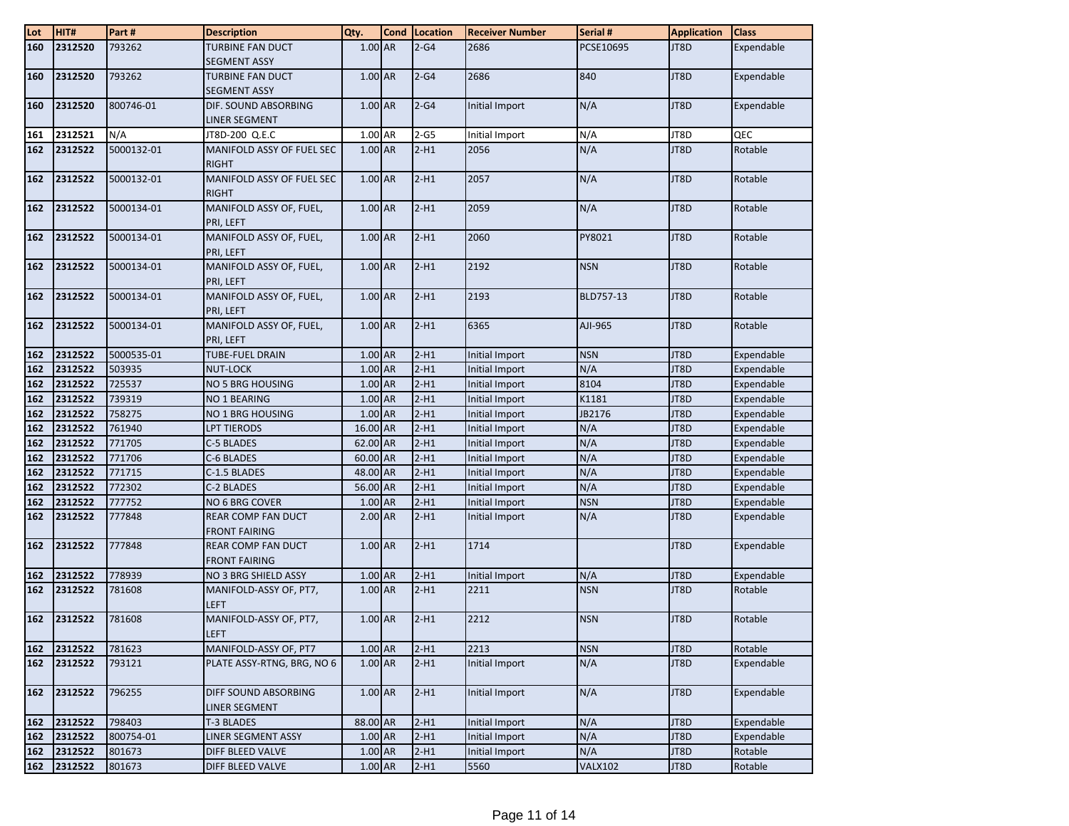| Lot | HIT# | Part # | Description | Qty. | Cond | Location | Receiver Number | Serial # | Application | Class |
|---|---|---|---|---|---|---|---|---|---|---|
| 160 | 2312520 | 793262 | TURBINE FAN DUCT SEGMENT ASSY | 1.00 | AR | 2-G4 | 2686 | PCSE10695 | JT8D | Expendable |
| 160 | 2312520 | 793262 | TURBINE FAN DUCT SEGMENT ASSY | 1.00 | AR | 2-G4 | 2686 | 840 | JT8D | Expendable |
| 160 | 2312520 | 800746-01 | DIF. SOUND ABSORBING LINER SEGMENT | 1.00 | AR | 2-G4 | Initial Import | N/A | JT8D | Expendable |
| 161 | 2312521 | N/A | JT8D-200 Q.E.C | 1.00 | AR | 2-G5 | Initial Import | N/A | JT8D | QEC |
| 162 | 2312522 | 5000132-01 | MANIFOLD ASSY OF FUEL SEC RIGHT | 1.00 | AR | 2-H1 | 2056 | N/A | JT8D | Rotable |
| 162 | 2312522 | 5000132-01 | MANIFOLD ASSY OF FUEL SEC RIGHT | 1.00 | AR | 2-H1 | 2057 | N/A | JT8D | Rotable |
| 162 | 2312522 | 5000134-01 | MANIFOLD ASSY OF, FUEL, PRI, LEFT | 1.00 | AR | 2-H1 | 2059 | N/A | JT8D | Rotable |
| 162 | 2312522 | 5000134-01 | MANIFOLD ASSY OF, FUEL, PRI, LEFT | 1.00 | AR | 2-H1 | 2060 | PY8021 | JT8D | Rotable |
| 162 | 2312522 | 5000134-01 | MANIFOLD ASSY OF, FUEL, PRI, LEFT | 1.00 | AR | 2-H1 | 2192 | NSN | JT8D | Rotable |
| 162 | 2312522 | 5000134-01 | MANIFOLD ASSY OF, FUEL, PRI, LEFT | 1.00 | AR | 2-H1 | 2193 | BLD757-13 | JT8D | Rotable |
| 162 | 2312522 | 5000134-01 | MANIFOLD ASSY OF, FUEL, PRI, LEFT | 1.00 | AR | 2-H1 | 6365 | AJI-965 | JT8D | Rotable |
| 162 | 2312522 | 5000535-01 | TUBE-FUEL DRAIN | 1.00 | AR | 2-H1 | Initial Import | NSN | JT8D | Expendable |
| 162 | 2312522 | 503935 | NUT-LOCK | 1.00 | AR | 2-H1 | Initial Import | N/A | JT8D | Expendable |
| 162 | 2312522 | 725537 | NO 5 BRG HOUSING | 1.00 | AR | 2-H1 | Initial Import | 8104 | JT8D | Expendable |
| 162 | 2312522 | 739319 | NO 1 BEARING | 1.00 | AR | 2-H1 | Initial Import | K1181 | JT8D | Expendable |
| 162 | 2312522 | 758275 | NO 1 BRG HOUSING | 1.00 | AR | 2-H1 | Initial Import | JB2176 | JT8D | Expendable |
| 162 | 2312522 | 761940 | LPT TIERODS | 16.00 | AR | 2-H1 | Initial Import | N/A | JT8D | Expendable |
| 162 | 2312522 | 771705 | C-5 BLADES | 62.00 | AR | 2-H1 | Initial Import | N/A | JT8D | Expendable |
| 162 | 2312522 | 771706 | C-6 BLADES | 60.00 | AR | 2-H1 | Initial Import | N/A | JT8D | Expendable |
| 162 | 2312522 | 771715 | C-1.5 BLADES | 48.00 | AR | 2-H1 | Initial Import | N/A | JT8D | Expendable |
| 162 | 2312522 | 772302 | C-2 BLADES | 56.00 | AR | 2-H1 | Initial Import | N/A | JT8D | Expendable |
| 162 | 2312522 | 777752 | NO 6 BRG COVER | 1.00 | AR | 2-H1 | Initial Import | NSN | JT8D | Expendable |
| 162 | 2312522 | 777848 | REAR COMP FAN DUCT FRONT FAIRING | 2.00 | AR | 2-H1 | Initial Import | N/A | JT8D | Expendable |
| 162 | 2312522 | 777848 | REAR COMP FAN DUCT FRONT FAIRING | 1.00 | AR | 2-H1 | 1714 | | JT8D | Expendable |
| 162 | 2312522 | 778939 | NO 3 BRG SHIELD ASSY | 1.00 | AR | 2-H1 | Initial Import | N/A | JT8D | Expendable |
| 162 | 2312522 | 781608 | MANIFOLD-ASSY OF, PT7, LEFT | 1.00 | AR | 2-H1 | 2211 | NSN | JT8D | Rotable |
| 162 | 2312522 | 781608 | MANIFOLD-ASSY OF, PT7, LEFT | 1.00 | AR | 2-H1 | 2212 | NSN | JT8D | Rotable |
| 162 | 2312522 | 781623 | MANIFOLD-ASSY OF, PT7 | 1.00 | AR | 2-H1 | 2213 | NSN | JT8D | Rotable |
| 162 | 2312522 | 793121 | PLATE ASSY-RTNG, BRG, NO 6 | 1.00 | AR | 2-H1 | Initial Import | N/A | JT8D | Expendable |
| 162 | 2312522 | 796255 | DIFF SOUND ABSORBING LINER SEGMENT | 1.00 | AR | 2-H1 | Initial Import | N/A | JT8D | Expendable |
| 162 | 2312522 | 798403 | T-3 BLADES | 88.00 | AR | 2-H1 | Initial Import | N/A | JT8D | Expendable |
| 162 | 2312522 | 800754-01 | LINER SEGMENT ASSY | 1.00 | AR | 2-H1 | Initial Import | N/A | JT8D | Expendable |
| 162 | 2312522 | 801673 | DIFF BLEED VALVE | 1.00 | AR | 2-H1 | Initial Import | N/A | JT8D | Rotable |
| 162 | 2312522 | 801673 | DIFF BLEED VALVE | 1.00 | AR | 2-H1 | 5560 | VALX102 | JT8D | Rotable |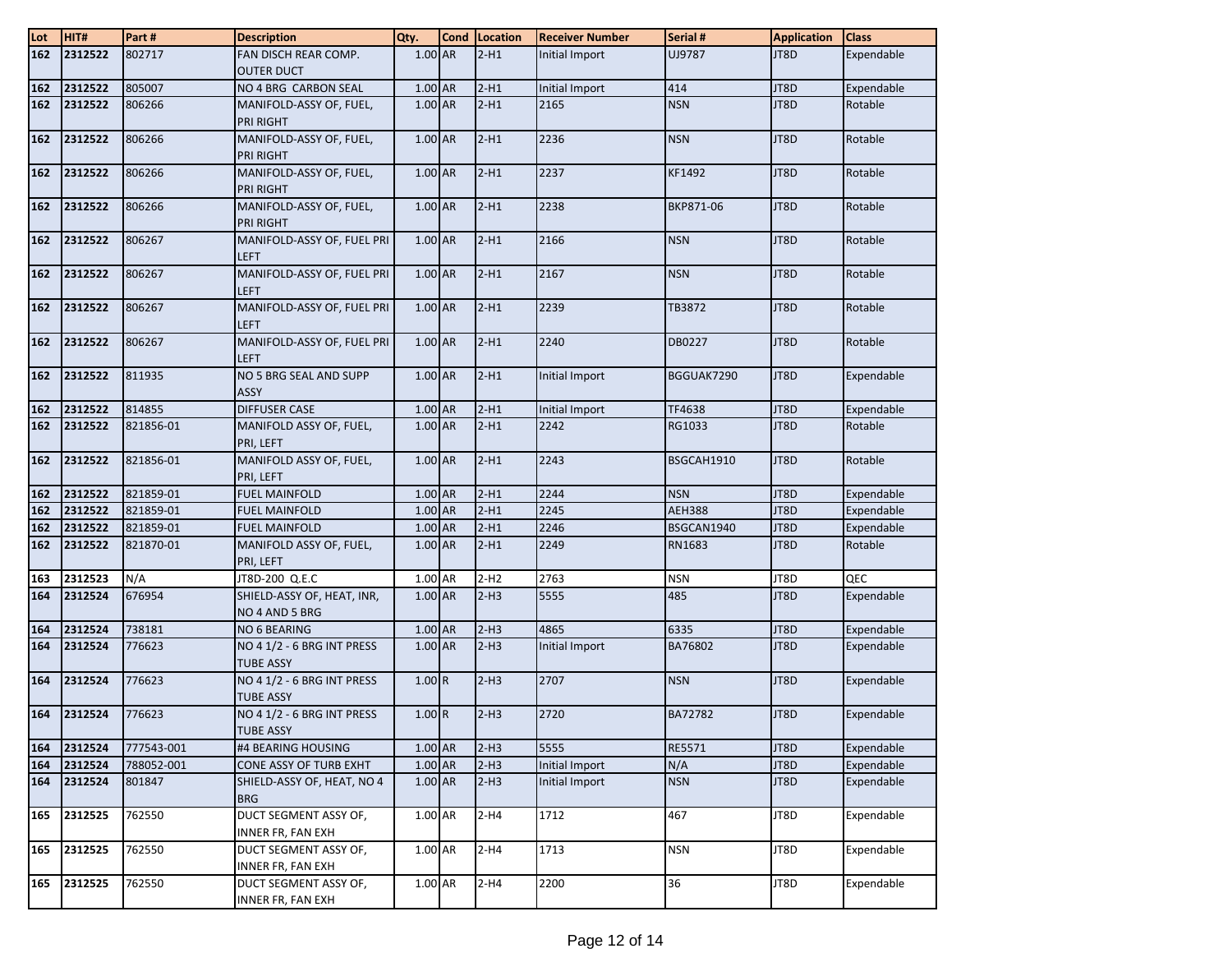| Lot | HIT# | Part # | Description | Qty. | Cond | Location | Receiver Number | Serial # | Application | Class |
|---|---|---|---|---|---|---|---|---|---|---|
| 162 | 2312522 | 802717 | FAN DISCH REAR COMP. OUTER DUCT | 1.00 | AR | 2-H1 | Initial Import | UJ9787 | JT8D | Expendable |
| 162 | 2312522 | 805007 | NO 4 BRG CARBON SEAL | 1.00 | AR | 2-H1 | Initial Import | 414 | JT8D | Expendable |
| 162 | 2312522 | 806266 | MANIFOLD-ASSY OF, FUEL, PRI RIGHT | 1.00 | AR | 2-H1 | 2165 | NSN | JT8D | Rotable |
| 162 | 2312522 | 806266 | MANIFOLD-ASSY OF, FUEL, PRI RIGHT | 1.00 | AR | 2-H1 | 2236 | NSN | JT8D | Rotable |
| 162 | 2312522 | 806266 | MANIFOLD-ASSY OF, FUEL, PRI RIGHT | 1.00 | AR | 2-H1 | 2237 | KF1492 | JT8D | Rotable |
| 162 | 2312522 | 806266 | MANIFOLD-ASSY OF, FUEL, PRI RIGHT | 1.00 | AR | 2-H1 | 2238 | BKP871-06 | JT8D | Rotable |
| 162 | 2312522 | 806267 | MANIFOLD-ASSY OF, FUEL PRI LEFT | 1.00 | AR | 2-H1 | 2166 | NSN | JT8D | Rotable |
| 162 | 2312522 | 806267 | MANIFOLD-ASSY OF, FUEL PRI LEFT | 1.00 | AR | 2-H1 | 2167 | NSN | JT8D | Rotable |
| 162 | 2312522 | 806267 | MANIFOLD-ASSY OF, FUEL PRI LEFT | 1.00 | AR | 2-H1 | 2239 | TB3872 | JT8D | Rotable |
| 162 | 2312522 | 806267 | MANIFOLD-ASSY OF, FUEL PRI LEFT | 1.00 | AR | 2-H1 | 2240 | DB0227 | JT8D | Rotable |
| 162 | 2312522 | 811935 | NO 5 BRG SEAL AND SUPP ASSY | 1.00 | AR | 2-H1 | Initial Import | BGGUAK7290 | JT8D | Expendable |
| 162 | 2312522 | 814855 | DIFFUSER CASE | 1.00 | AR | 2-H1 | Initial Import | TF4638 | JT8D | Expendable |
| 162 | 2312522 | 821856-01 | MANIFOLD ASSY OF, FUEL, PRI, LEFT | 1.00 | AR | 2-H1 | 2242 | RG1033 | JT8D | Rotable |
| 162 | 2312522 | 821856-01 | MANIFOLD ASSY OF, FUEL, PRI, LEFT | 1.00 | AR | 2-H1 | 2243 | BSGCAH1910 | JT8D | Rotable |
| 162 | 2312522 | 821859-01 | FUEL MAINFOLD | 1.00 | AR | 2-H1 | 2244 | NSN | JT8D | Expendable |
| 162 | 2312522 | 821859-01 | FUEL MAINFOLD | 1.00 | AR | 2-H1 | 2245 | AEH388 | JT8D | Expendable |
| 162 | 2312522 | 821859-01 | FUEL MAINFOLD | 1.00 | AR | 2-H1 | 2246 | BSGCAN1940 | JT8D | Expendable |
| 162 | 2312522 | 821870-01 | MANIFOLD ASSY OF, FUEL, PRI, LEFT | 1.00 | AR | 2-H1 | 2249 | RN1683 | JT8D | Rotable |
| 163 | 2312523 | N/A | JT8D-200 Q.E.C | 1.00 | AR | 2-H2 | 2763 | NSN | JT8D | QEC |
| 164 | 2312524 | 676954 | SHIELD-ASSY OF, HEAT, INR, NO 4 AND 5 BRG | 1.00 | AR | 2-H3 | 5555 | 485 | JT8D | Expendable |
| 164 | 2312524 | 738181 | NO 6 BEARING | 1.00 | AR | 2-H3 | 4865 | 6335 | JT8D | Expendable |
| 164 | 2312524 | 776623 | NO 4 1/2 - 6 BRG INT PRESS TUBE ASSY | 1.00 | AR | 2-H3 | Initial Import | BA76802 | JT8D | Expendable |
| 164 | 2312524 | 776623 | NO 4 1/2 - 6 BRG INT PRESS TUBE ASSY | 1.00 | R | 2-H3 | 2707 | NSN | JT8D | Expendable |
| 164 | 2312524 | 776623 | NO 4 1/2 - 6 BRG INT PRESS TUBE ASSY | 1.00 | R | 2-H3 | 2720 | BA72782 | JT8D | Expendable |
| 164 | 2312524 | 777543-001 | #4 BEARING HOUSING | 1.00 | AR | 2-H3 | 5555 | RE5571 | JT8D | Expendable |
| 164 | 2312524 | 788052-001 | CONE ASSY OF TURB EXHT | 1.00 | AR | 2-H3 | Initial Import | N/A | JT8D | Expendable |
| 164 | 2312524 | 801847 | SHIELD-ASSY OF, HEAT, NO 4 BRG | 1.00 | AR | 2-H3 | Initial Import | NSN | JT8D | Expendable |
| 165 | 2312525 | 762550 | DUCT SEGMENT ASSY OF, INNER FR, FAN EXH | 1.00 | AR | 2-H4 | 1712 | 467 | JT8D | Expendable |
| 165 | 2312525 | 762550 | DUCT SEGMENT ASSY OF, INNER FR, FAN EXH | 1.00 | AR | 2-H4 | 1713 | NSN | JT8D | Expendable |
| 165 | 2312525 | 762550 | DUCT SEGMENT ASSY OF, INNER FR, FAN EXH | 1.00 | AR | 2-H4 | 2200 | 36 | JT8D | Expendable |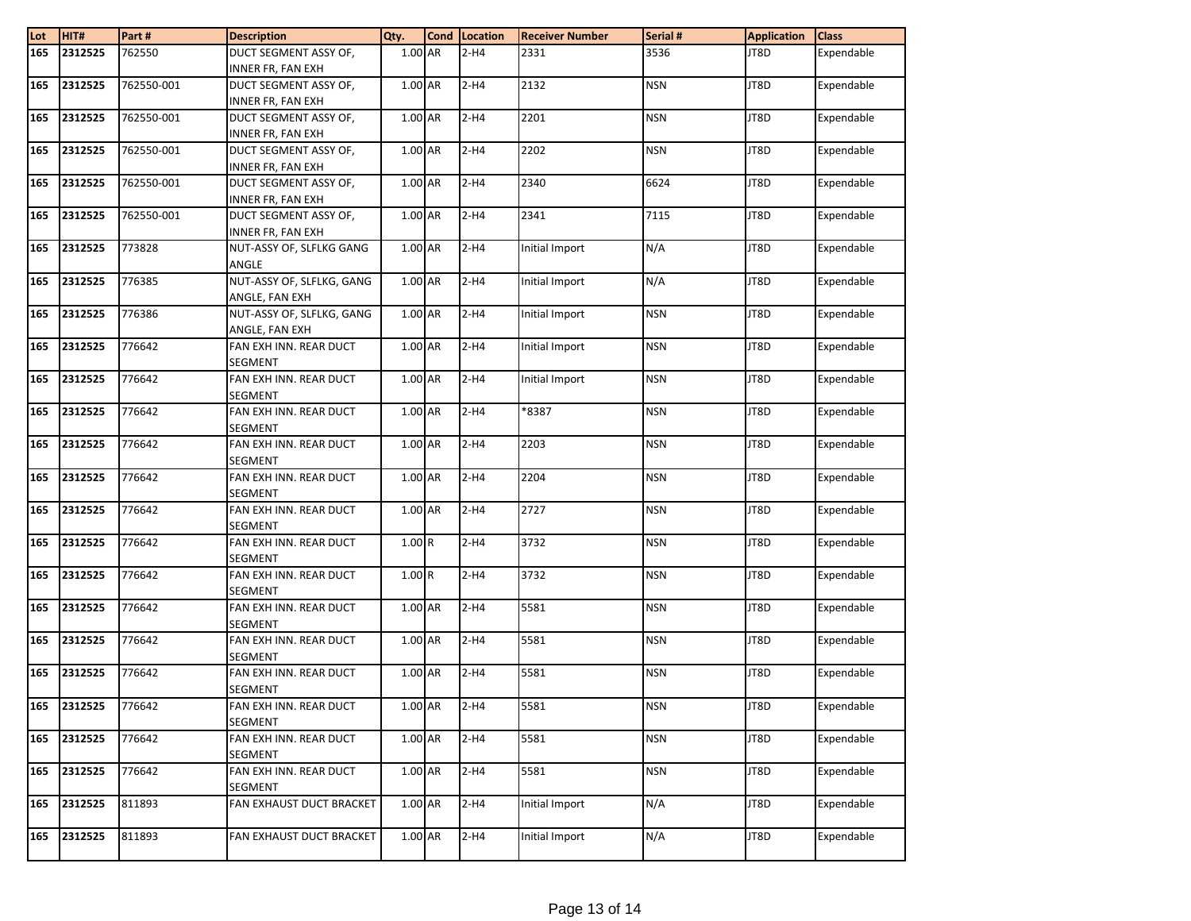| Lot | HIT# | Part # | Description | Qty. | Cond | Location | Receiver Number | Serial # | Application | Class |
|---|---|---|---|---|---|---|---|---|---|---|
| 165 | 2312525 | 762550 | DUCT SEGMENT ASSY OF, INNER FR, FAN EXH | 1.00 | AR | 2-H4 | 2331 | 3536 | JT8D | Expendable |
| 165 | 2312525 | 762550-001 | DUCT SEGMENT ASSY OF, INNER FR, FAN EXH | 1.00 | AR | 2-H4 | 2132 | NSN | JT8D | Expendable |
| 165 | 2312525 | 762550-001 | DUCT SEGMENT ASSY OF, INNER FR, FAN EXH | 1.00 | AR | 2-H4 | 2201 | NSN | JT8D | Expendable |
| 165 | 2312525 | 762550-001 | DUCT SEGMENT ASSY OF, INNER FR, FAN EXH | 1.00 | AR | 2-H4 | 2202 | NSN | JT8D | Expendable |
| 165 | 2312525 | 762550-001 | DUCT SEGMENT ASSY OF, INNER FR, FAN EXH | 1.00 | AR | 2-H4 | 2340 | 6624 | JT8D | Expendable |
| 165 | 2312525 | 762550-001 | DUCT SEGMENT ASSY OF, INNER FR, FAN EXH | 1.00 | AR | 2-H4 | 2341 | 7115 | JT8D | Expendable |
| 165 | 2312525 | 773828 | NUT-ASSY OF, SLFLKG GANG ANGLE | 1.00 | AR | 2-H4 | Initial Import | N/A | JT8D | Expendable |
| 165 | 2312525 | 776385 | NUT-ASSY OF, SLFLKG, GANG ANGLE, FAN EXH | 1.00 | AR | 2-H4 | Initial Import | N/A | JT8D | Expendable |
| 165 | 2312525 | 776386 | NUT-ASSY OF, SLFLKG, GANG ANGLE, FAN EXH | 1.00 | AR | 2-H4 | Initial Import | NSN | JT8D | Expendable |
| 165 | 2312525 | 776642 | FAN EXH INN. REAR DUCT SEGMENT | 1.00 | AR | 2-H4 | Initial Import | NSN | JT8D | Expendable |
| 165 | 2312525 | 776642 | FAN EXH INN. REAR DUCT SEGMENT | 1.00 | AR | 2-H4 | Initial Import | NSN | JT8D | Expendable |
| 165 | 2312525 | 776642 | FAN EXH INN. REAR DUCT SEGMENT | 1.00 | AR | 2-H4 | *8387 | NSN | JT8D | Expendable |
| 165 | 2312525 | 776642 | FAN EXH INN. REAR DUCT SEGMENT | 1.00 | AR | 2-H4 | 2203 | NSN | JT8D | Expendable |
| 165 | 2312525 | 776642 | FAN EXH INN. REAR DUCT SEGMENT | 1.00 | AR | 2-H4 | 2204 | NSN | JT8D | Expendable |
| 165 | 2312525 | 776642 | FAN EXH INN. REAR DUCT SEGMENT | 1.00 | AR | 2-H4 | 2727 | NSN | JT8D | Expendable |
| 165 | 2312525 | 776642 | FAN EXH INN. REAR DUCT SEGMENT | 1.00 | R | 2-H4 | 3732 | NSN | JT8D | Expendable |
| 165 | 2312525 | 776642 | FAN EXH INN. REAR DUCT SEGMENT | 1.00 | R | 2-H4 | 3732 | NSN | JT8D | Expendable |
| 165 | 2312525 | 776642 | FAN EXH INN. REAR DUCT SEGMENT | 1.00 | AR | 2-H4 | 5581 | NSN | JT8D | Expendable |
| 165 | 2312525 | 776642 | FAN EXH INN. REAR DUCT SEGMENT | 1.00 | AR | 2-H4 | 5581 | NSN | JT8D | Expendable |
| 165 | 2312525 | 776642 | FAN EXH INN. REAR DUCT SEGMENT | 1.00 | AR | 2-H4 | 5581 | NSN | JT8D | Expendable |
| 165 | 2312525 | 776642 | FAN EXH INN. REAR DUCT SEGMENT | 1.00 | AR | 2-H4 | 5581 | NSN | JT8D | Expendable |
| 165 | 2312525 | 776642 | FAN EXH INN. REAR DUCT SEGMENT | 1.00 | AR | 2-H4 | 5581 | NSN | JT8D | Expendable |
| 165 | 2312525 | 776642 | FAN EXH INN. REAR DUCT SEGMENT | 1.00 | AR | 2-H4 | 5581 | NSN | JT8D | Expendable |
| 165 | 2312525 | 811893 | FAN EXHAUST DUCT BRACKET | 1.00 | AR | 2-H4 | Initial Import | N/A | JT8D | Expendable |
| 165 | 2312525 | 811893 | FAN EXHAUST DUCT BRACKET | 1.00 | AR | 2-H4 | Initial Import | N/A | JT8D | Expendable |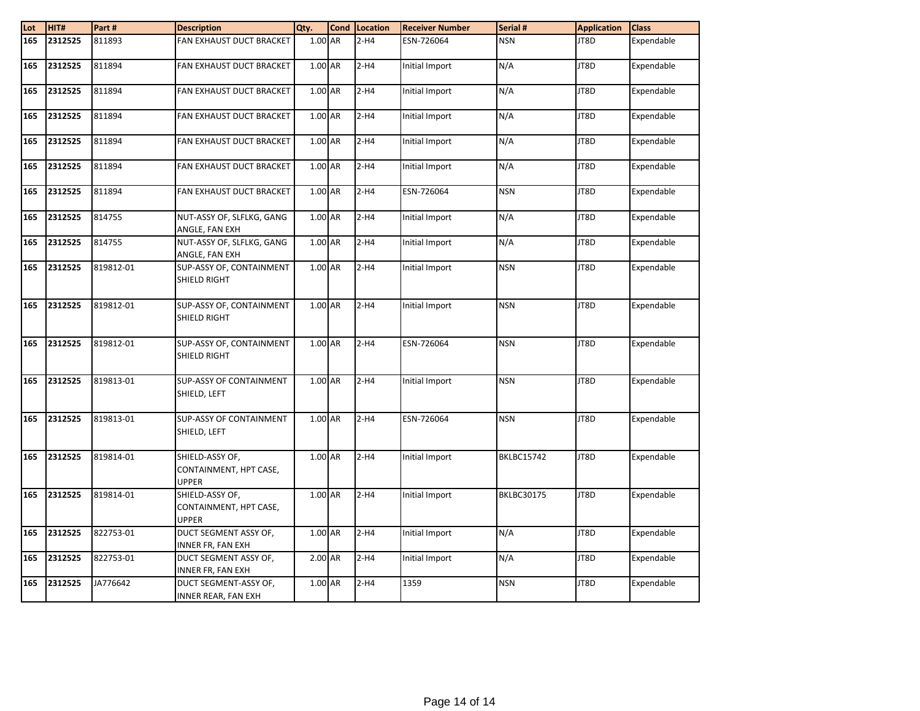| Lot | HIT# | Part # | Description | Qty. | Cond | Location | Receiver Number | Serial # | Application | Class |
|---|---|---|---|---|---|---|---|---|---|---|
| **165** | **2312525** | 811893 | FAN EXHAUST DUCT BRACKET | 1.00 | AR | 2-H4 | ESN-726064 | NSN | JT8D | Expendable |
| **165** | **2312525** | 811894 | FAN EXHAUST DUCT BRACKET | 1.00 | AR | 2-H4 | Initial Import | N/A | JT8D | Expendable |
| **165** | **2312525** | 811894 | FAN EXHAUST DUCT BRACKET | 1.00 | AR | 2-H4 | Initial Import | N/A | JT8D | Expendable |
| **165** | **2312525** | 811894 | FAN EXHAUST DUCT BRACKET | 1.00 | AR | 2-H4 | Initial Import | N/A | JT8D | Expendable |
| **165** | **2312525** | 811894 | FAN EXHAUST DUCT BRACKET | 1.00 | AR | 2-H4 | Initial Import | N/A | JT8D | Expendable |
| **165** | **2312525** | 811894 | FAN EXHAUST DUCT BRACKET | 1.00 | AR | 2-H4 | Initial Import | N/A | JT8D | Expendable |
| **165** | **2312525** | 811894 | FAN EXHAUST DUCT BRACKET | 1.00 | AR | 2-H4 | ESN-726064 | NSN | JT8D | Expendable |
| **165** | **2312525** | 814755 | NUT-ASSY OF, SLFLKG, GANG ANGLE, FAN EXH | 1.00 | AR | 2-H4 | Initial Import | N/A | JT8D | Expendable |
| **165** | **2312525** | 814755 | NUT-ASSY OF, SLFLKG, GANG ANGLE, FAN EXH | 1.00 | AR | 2-H4 | Initial Import | N/A | JT8D | Expendable |
| **165** | **2312525** | 819812-01 | SUP-ASSY OF, CONTAINMENT SHIELD RIGHT | 1.00 | AR | 2-H4 | Initial Import | NSN | JT8D | Expendable |
| **165** | **2312525** | 819812-01 | SUP-ASSY OF, CONTAINMENT SHIELD RIGHT | 1.00 | AR | 2-H4 | Initial Import | NSN | JT8D | Expendable |
| **165** | **2312525** | 819812-01 | SUP-ASSY OF, CONTAINMENT SHIELD RIGHT | 1.00 | AR | 2-H4 | ESN-726064 | NSN | JT8D | Expendable |
| **165** | **2312525** | 819813-01 | SUP-ASSY OF CONTAINMENT SHIELD, LEFT | 1.00 | AR | 2-H4 | Initial Import | NSN | JT8D | Expendable |
| **165** | **2312525** | 819813-01 | SUP-ASSY OF CONTAINMENT SHIELD, LEFT | 1.00 | AR | 2-H4 | ESN-726064 | NSN | JT8D | Expendable |
| **165** | **2312525** | 819814-01 | SHIELD-ASSY OF, CONTAINMENT, HPT CASE, UPPER | 1.00 | AR | 2-H4 | Initial Import | BKLBC15742 | JT8D | Expendable |
| **165** | **2312525** | 819814-01 | SHIELD-ASSY OF, CONTAINMENT, HPT CASE, UPPER | 1.00 | AR | 2-H4 | Initial Import | BKLBC30175 | JT8D | Expendable |
| **165** | **2312525** | 822753-01 | DUCT SEGMENT ASSY OF, INNER FR, FAN EXH | 1.00 | AR | 2-H4 | Initial Import | N/A | JT8D | Expendable |
| **165** | **2312525** | 822753-01 | DUCT SEGMENT ASSY OF, INNER FR, FAN EXH | 2.00 | AR | 2-H4 | Initial Import | N/A | JT8D | Expendable |
| **165** | **2312525** | JA776642 | DUCT SEGMENT-ASSY OF, INNER REAR, FAN EXH | 1.00 | AR | 2-H4 | 1359 | NSN | JT8D | Expendable |